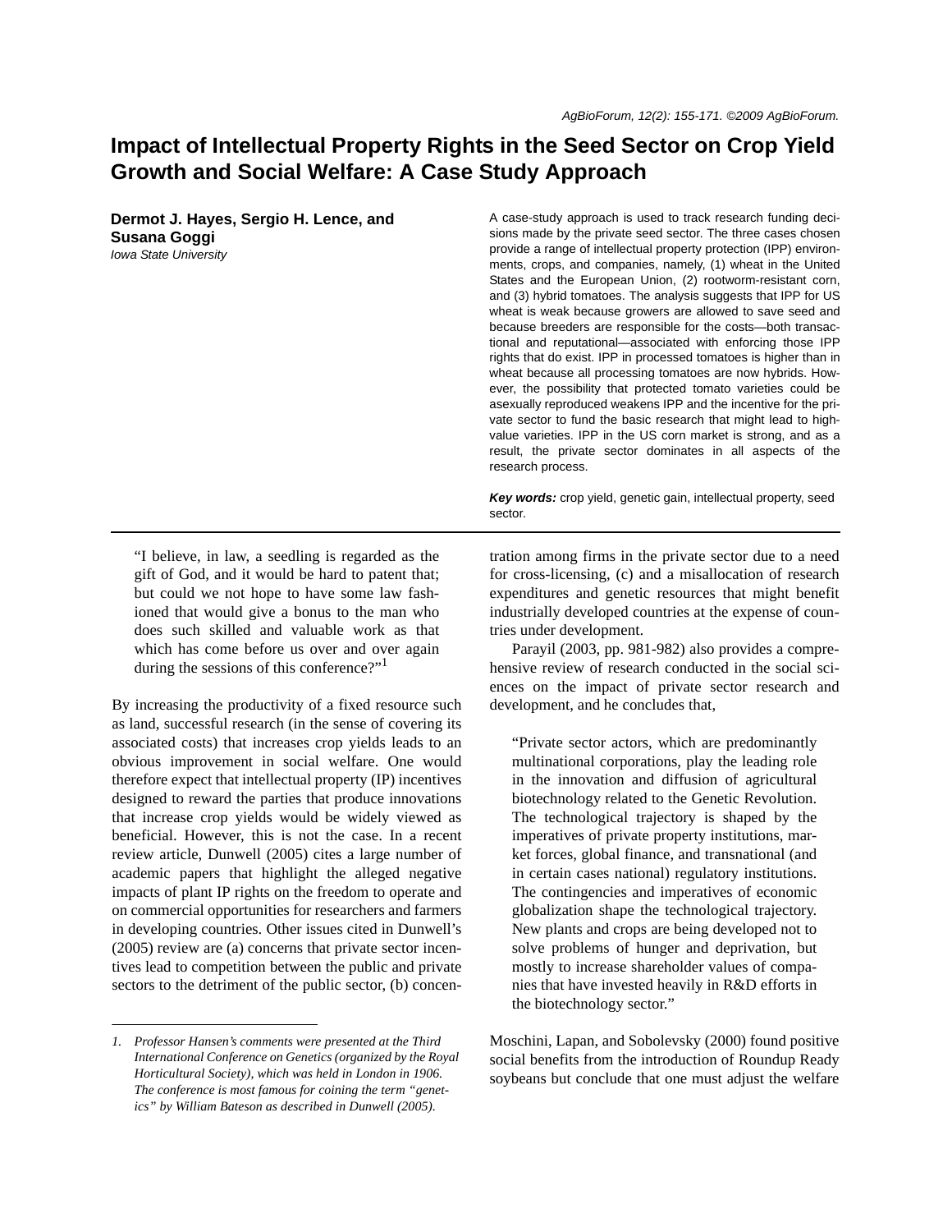# Impact of Intellectual Property Rights in the Seed Sector on Crop Yield Growth and Social Welfare: A Case Study Approach

**Dermot J. Hayes, Sergio H. Lence, and Susana Goggi**
*Iowa State University*

A case-study approach is used to track research funding decisions made by the private seed sector. The three cases chosen provide a range of intellectual property protection (IPP) environments, crops, and companies, namely, (1) wheat in the United States and the European Union, (2) rootworm-resistant corn, and (3) hybrid tomatoes. The analysis suggests that IPP for US wheat is weak because growers are allowed to save seed and because breeders are responsible for the costs—both transactional and reputational—associated with enforcing those IPP rights that do exist. IPP in processed tomatoes is higher than in wheat because all processing tomatoes are now hybrids. However, the possibility that protected tomato varieties could be asexually reproduced weakens IPP and the incentive for the private sector to fund the basic research that might lead to high-value varieties. IPP in the US corn market is strong, and as a result, the private sector dominates in all aspects of the research process.

***Key words:*** crop yield, genetic gain, intellectual property, seed sector.

> "I believe, in law, a seedling is regarded as the gift of God, and it would be hard to patent that; but could we not hope to have some law fashioned that would give a bonus to the man who does such skilled and valuable work as that which has come before us over and over again during the sessions of this conference?"[1]

By increasing the productivity of a fixed resource such as land, successful research (in the sense of covering its associated costs) that increases crop yields leads to an obvious improvement in social welfare. One would therefore expect that intellectual property (IP) incentives designed to reward the parties that produce innovations that increase crop yields would be widely viewed as beneficial. However, this is not the case. In a recent review article, Dunwell (2005) cites a large number of academic papers that highlight the alleged negative impacts of plant IP rights on the freedom to operate and on commercial opportunities for researchers and farmers in developing countries. Other issues cited in Dunwell's (2005) review are (a) concerns that private sector incentives lead to competition between the public and private sectors to the detriment of the public sector, (b) concentration among firms in the private sector due to a need for cross-licensing, (c) and a misallocation of research expenditures and genetic resources that might benefit industrially developed countries at the expense of countries under development.

Parayil (2003, pp. 981-982) also provides a comprehensive review of research conducted in the social sciences on the impact of private sector research and development, and he concludes that,

> "Private sector actors, which are predominantly multinational corporations, play the leading role in the innovation and diffusion of agricultural biotechnology related to the Genetic Revolution. The technological trajectory is shaped by the imperatives of private property institutions, market forces, global finance, and transnational (and in certain cases national) regulatory institutions. The contingencies and imperatives of economic globalization shape the technological trajectory. New plants and crops are being developed not to solve problems of hunger and deprivation, but mostly to increase shareholder values of companies that have invested heavily in R&D efforts in the biotechnology sector."

Moschini, Lapan, and Sobolevsky (2000) found positive social benefits from the introduction of Roundup Ready soybeans but conclude that one must adjust the welfare

---

*1. Professor Hansen's comments were presented at the Third International Conference on Genetics (organized by the Royal Horticultural Society), which was held in London in 1906. The conference is most famous for coining the term "genetics" by William Bateson as described in Dunwell (2005).*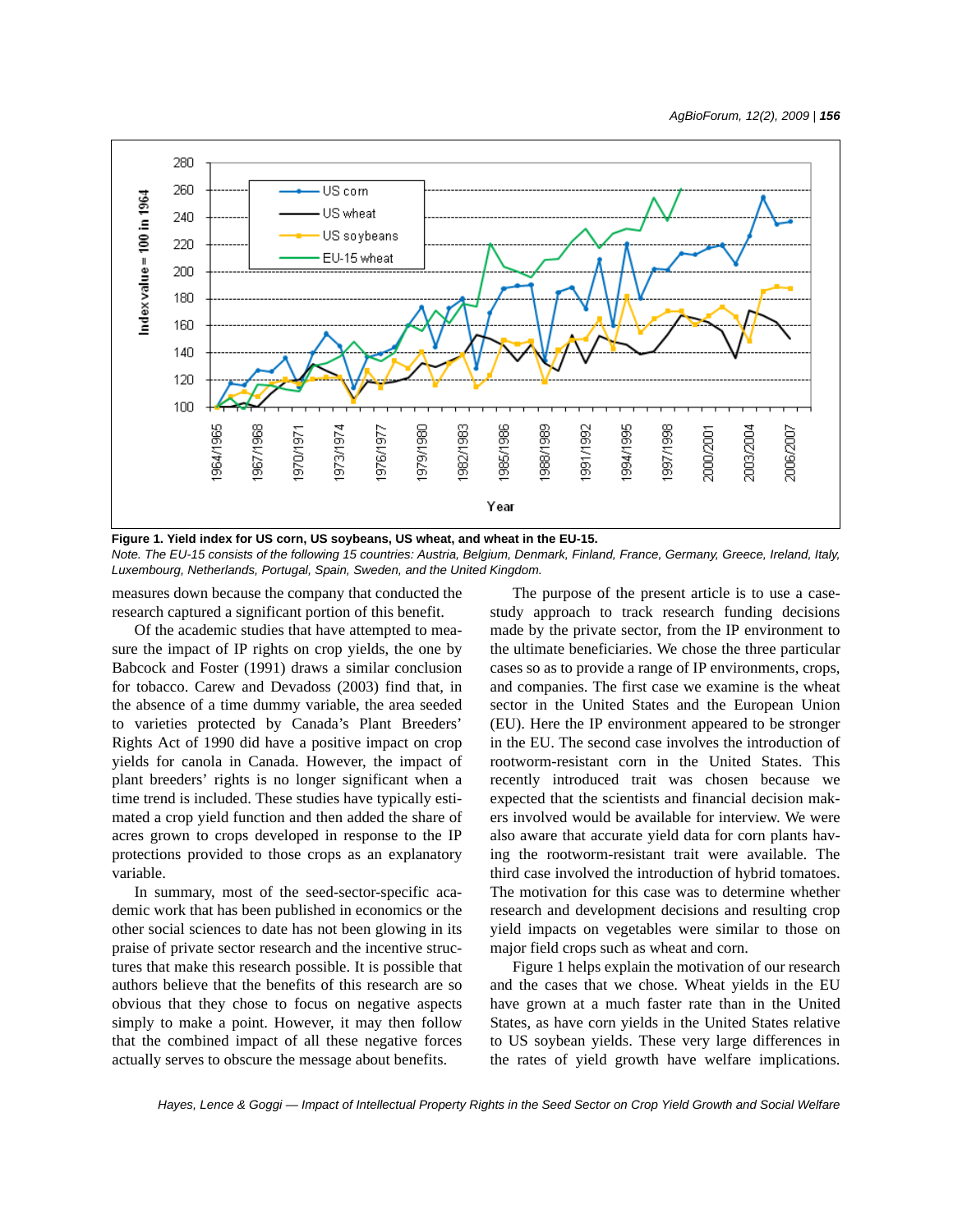**Figure 1. Yield index for US corn, US soybeans, US wheat, and wheat in the EU-15.**

*Note. The EU-15 consists of the following 15 countries: Austria, Belgium, Denmark, Finland, France, Germany, Greece, Ireland, Italy, Luxembourg, Netherlands, Portugal, Spain, Sweden, and the United Kingdom.*

measures down because the company that conducted the research captured a significant portion of this benefit.

Of the academic studies that have attempted to measure the impact of IP rights on crop yields, the one by Babcock and Foster (1991) draws a similar conclusion for tobacco. Carew and Devadoss (2003) find that, in the absence of a time dummy variable, the area seeded to varieties protected by Canada's Plant Breeders' Rights Act of 1990 did have a positive impact on crop yields for canola in Canada. However, the impact of plant breeders' rights is no longer significant when a time trend is included. These studies have typically estimated a crop yield function and then added the share of acres grown to crops developed in response to the IP protections provided to those crops as an explanatory variable.

In summary, most of the seed-sector-specific academic work that has been published in economics or the other social sciences to date has not been glowing in its praise of private sector research and the incentive structures that make this research possible. It is possible that authors believe that the benefits of this research are so obvious that they chose to focus on negative aspects simply to make a point. However, it may then follow that the combined impact of all these negative forces actually serves to obscure the message about benefits.

The purpose of the present article is to use a case-study approach to track research funding decisions made by the private sector, from the IP environment to the ultimate beneficiaries. We chose the three particular cases so as to provide a range of IP environments, crops, and companies. The first case we examine is the wheat sector in the United States and the European Union (EU). Here the IP environment appeared to be stronger in the EU. The second case involves the introduction of rootworm-resistant corn in the United States. This recently introduced trait was chosen because we expected that the scientists and financial decision makers involved would be available for interview. We were also aware that accurate yield data for corn plants having the rootworm-resistant trait were available. The third case involved the introduction of hybrid tomatoes. The motivation for this case was to determine whether research and development decisions and resulting crop yield impacts on vegetables were similar to those on major field crops such as wheat and corn.

Figure 1 helps explain the motivation of our research and the cases that we chose. Wheat yields in the EU have grown at a much faster rate than in the United States, as have corn yields in the United States relative to US soybean yields. These very large differences in the rates of yield growth have welfare implications.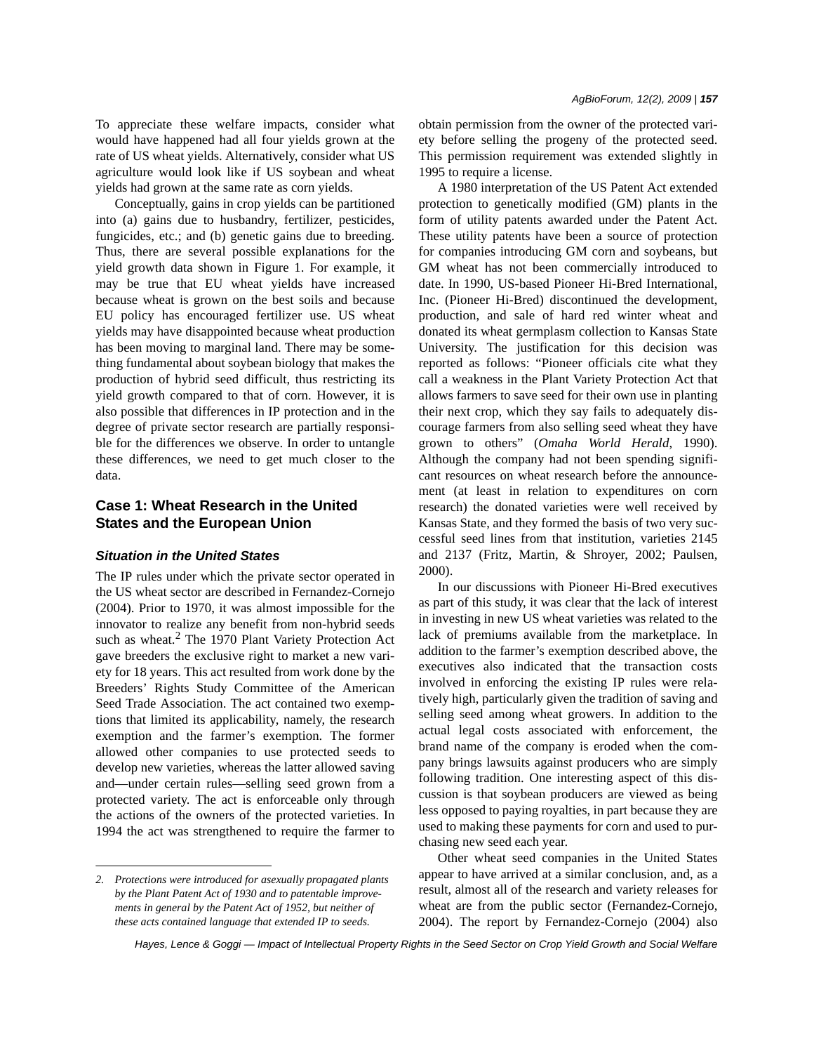To appreciate these welfare impacts, consider what would have happened had all four yields grown at the rate of US wheat yields. Alternatively, consider what US agriculture would look like if US soybean and wheat yields had grown at the same rate as corn yields.

Conceptually, gains in crop yields can be partitioned into (a) gains due to husbandry, fertilizer, pesticides, fungicides, etc.; and (b) genetic gains due to breeding. Thus, there are several possible explanations for the yield growth data shown in Figure 1. For example, it may be true that EU wheat yields have increased because wheat is grown on the best soils and because EU policy has encouraged fertilizer use. US wheat yields may have disappointed because wheat production has been moving to marginal land. There may be something fundamental about soybean biology that makes the production of hybrid seed difficult, thus restricting its yield growth compared to that of corn. However, it is also possible that differences in IP protection and in the degree of private sector research are partially responsible for the differences we observe. In order to untangle these differences, we need to get much closer to the data.

## Case 1: Wheat Research in the United States and the European Union

### *Situation in the United States*

The IP rules under which the private sector operated in the US wheat sector are described in Fernandez-Cornejo (2004). Prior to 1970, it was almost impossible for the innovator to realize any benefit from non-hybrid seeds such as wheat.[2] The 1970 Plant Variety Protection Act gave breeders the exclusive right to market a new variety for 18 years. This act resulted from work done by the Breeders' Rights Study Committee of the American Seed Trade Association. The act contained two exemptions that limited its applicability, namely, the research exemption and the farmer's exemption. The former allowed other companies to use protected seeds to develop new varieties, whereas the latter allowed saving and—under certain rules—selling seed grown from a protected variety. The act is enforceable only through the actions of the owners of the protected varieties. In 1994 the act was strengthened to require the farmer to obtain permission from the owner of the protected variety before selling the progeny of the protected seed. This permission requirement was extended slightly in 1995 to require a license.

A 1980 interpretation of the US Patent Act extended protection to genetically modified (GM) plants in the form of utility patents awarded under the Patent Act. These utility patents have been a source of protection for companies introducing GM corn and soybeans, but GM wheat has not been commercially introduced to date. In 1990, US-based Pioneer Hi-Bred International, Inc. (Pioneer Hi-Bred) discontinued the development, production, and sale of hard red winter wheat and donated its wheat germplasm collection to Kansas State University. The justification for this decision was reported as follows: "Pioneer officials cite what they call a weakness in the Plant Variety Protection Act that allows farmers to save seed for their own use in planting their next crop, which they say fails to adequately discourage farmers from also selling seed wheat they have grown to others" (*Omaha World Herald*, 1990). Although the company had not been spending significant resources on wheat research before the announcement (at least in relation to expenditures on corn research) the donated varieties were well received by Kansas State, and they formed the basis of two very successful seed lines from that institution, varieties 2145 and 2137 (Fritz, Martin, & Shroyer, 2002; Paulsen, 2000).

In our discussions with Pioneer Hi-Bred executives as part of this study, it was clear that the lack of interest in investing in new US wheat varieties was related to the lack of premiums available from the marketplace. In addition to the farmer's exemption described above, the executives also indicated that the transaction costs involved in enforcing the existing IP rules were relatively high, particularly given the tradition of saving and selling seed among wheat growers. In addition to the actual legal costs associated with enforcement, the brand name of the company is eroded when the company brings lawsuits against producers who are simply following tradition. One interesting aspect of this discussion is that soybean producers are viewed as being less opposed to paying royalties, in part because they are used to making these payments for corn and used to purchasing new seed each year.

Other wheat seed companies in the United States appear to have arrived at a similar conclusion, and, as a result, almost all of the research and variety releases for wheat are from the public sector (Fernandez-Cornejo, 2004). The report by Fernandez-Cornejo (2004) also

*2. Protections were introduced for asexually propagated plants by the Plant Patent Act of 1930 and to patentable improvements in general by the Patent Act of 1952, but neither of these acts contained language that extended IP to seeds.*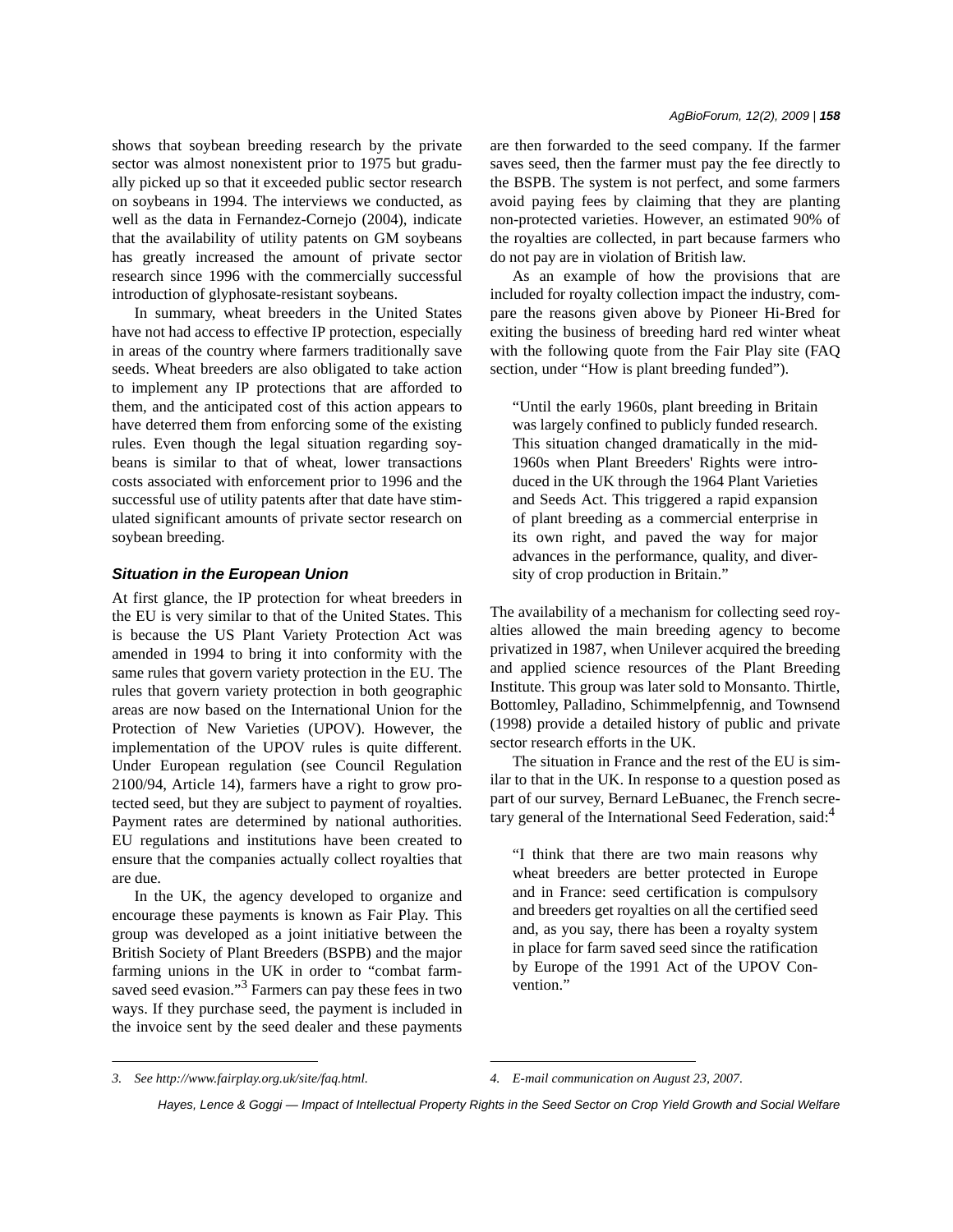shows that soybean breeding research by the private sector was almost nonexistent prior to 1975 but gradually picked up so that it exceeded public sector research on soybeans in 1994. The interviews we conducted, as well as the data in Fernandez-Cornejo (2004), indicate that the availability of utility patents on GM soybeans has greatly increased the amount of private sector research since 1996 with the commercially successful introduction of glyphosate-resistant soybeans.

In summary, wheat breeders in the United States have not had access to effective IP protection, especially in areas of the country where farmers traditionally save seeds. Wheat breeders are also obligated to take action to implement any IP protections that are afforded to them, and the anticipated cost of this action appears to have deterred them from enforcing some of the existing rules. Even though the legal situation regarding soybeans is similar to that of wheat, lower transactions costs associated with enforcement prior to 1996 and the successful use of utility patents after that date have stimulated significant amounts of private sector research on soybean breeding.

### Situation in the European Union

At first glance, the IP protection for wheat breeders in the EU is very similar to that of the United States. This is because the US Plant Variety Protection Act was amended in 1994 to bring it into conformity with the same rules that govern variety protection in the EU. The rules that govern variety protection in both geographic areas are now based on the International Union for the Protection of New Varieties (UPOV). However, the implementation of the UPOV rules is quite different. Under European regulation (see Council Regulation 2100/94, Article 14), farmers have a right to grow protected seed, but they are subject to payment of royalties. Payment rates are determined by national authorities. EU regulations and institutions have been created to ensure that the companies actually collect royalties that are due.

In the UK, the agency developed to organize and encourage these payments is known as Fair Play. This group was developed as a joint initiative between the British Society of Plant Breeders (BSPB) and the major farming unions in the UK in order to "combat farm-saved seed evasion."[3] Farmers can pay these fees in two ways. If they purchase seed, the payment is included in the invoice sent by the seed dealer and these payments are then forwarded to the seed company. If the farmer saves seed, then the farmer must pay the fee directly to the BSPB. The system is not perfect, and some farmers avoid paying fees by claiming that they are planting non-protected varieties. However, an estimated 90% of the royalties are collected, in part because farmers who do not pay are in violation of British law.

As an example of how the provisions that are included for royalty collection impact the industry, compare the reasons given above by Pioneer Hi-Bred for exiting the business of breeding hard red winter wheat with the following quote from the Fair Play site (FAQ section, under "How is plant breeding funded").

> "Until the early 1960s, plant breeding in Britain was largely confined to publicly funded research. This situation changed dramatically in the mid-1960s when Plant Breeders' Rights were introduced in the UK through the 1964 Plant Varieties and Seeds Act. This triggered a rapid expansion of plant breeding as a commercial enterprise in its own right, and paved the way for major advances in the performance, quality, and diversity of crop production in Britain."

The availability of a mechanism for collecting seed royalties allowed the main breeding agency to become privatized in 1987, when Unilever acquired the breeding and applied science resources of the Plant Breeding Institute. This group was later sold to Monsanto. Thirtle, Bottomley, Palladino, Schimmelpfennig, and Townsend (1998) provide a detailed history of public and private sector research efforts in the UK.

The situation in France and the rest of the EU is similar to that in the UK. In response to a question posed as part of our survey, Bernard LeBuanec, the French secretary general of the International Seed Federation, said:[4]

> "I think that there are two main reasons why wheat breeders are better protected in Europe and in France: seed certification is compulsory and breeders get royalties on all the certified seed and, as you say, there has been a royalty system in place for farm saved seed since the ratification by Europe of the 1991 Act of the UPOV Convention."

---

*3. See http://www.fairplay.org.uk/site/faq.html.*

*4. E-mail communication on August 23, 2007.*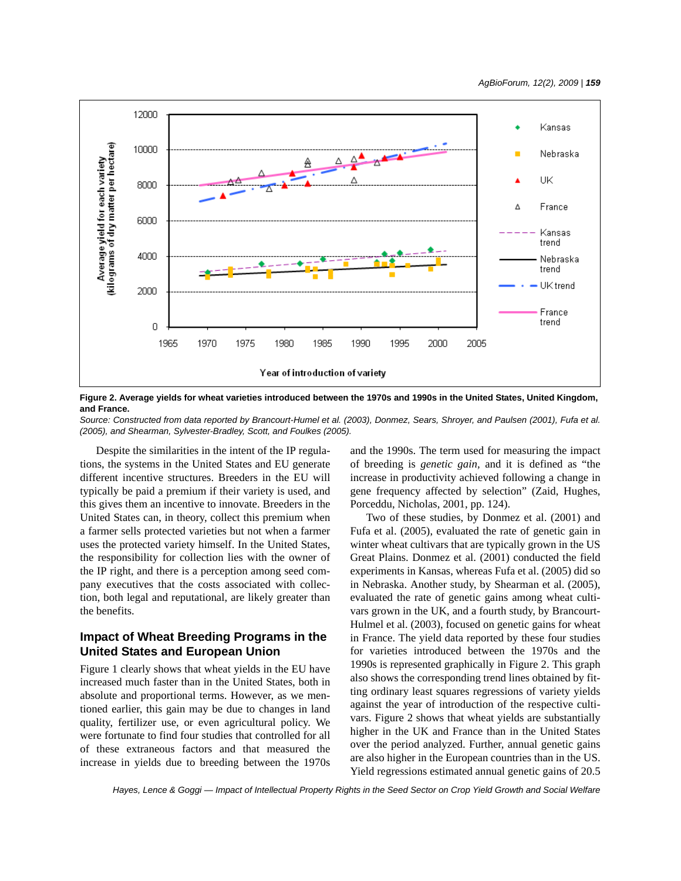**Figure 2. Average yields for wheat varieties introduced between the 1970s and 1990s in the United States, United Kingdom, and France.**

*Source: Constructed from data reported by Brancourt-Humel et al. (2003), Donmez, Sears, Shroyer, and Paulsen (2001), Fufa et al. (2005), and Shearman, Sylvester-Bradley, Scott, and Foulkes (2005).*

Despite the similarities in the intent of the IP regulations, the systems in the United States and EU generate different incentive structures. Breeders in the EU will typically be paid a premium if their variety is used, and this gives them an incentive to innovate. Breeders in the United States can, in theory, collect this premium when a farmer sells protected varieties but not when a farmer uses the protected variety himself. In the United States, the responsibility for collection lies with the owner of the IP right, and there is a perception among seed company executives that the costs associated with collection, both legal and reputational, are likely greater than the benefits.

## Impact of Wheat Breeding Programs in the United States and European Union

Figure 1 clearly shows that wheat yields in the EU have increased much faster than in the United States, both in absolute and proportional terms. However, as we mentioned earlier, this gain may be due to changes in land quality, fertilizer use, or even agricultural policy. We were fortunate to find four studies that controlled for all of these extraneous factors and that measured the increase in yields due to breeding between the 1970s and the 1990s. The term used for measuring the impact of breeding is *genetic gain*, and it is defined as "the increase in productivity achieved following a change in gene frequency affected by selection" (Zaid, Hughes, Porceddu, Nicholas, 2001, pp. 124).

Two of these studies, by Donmez et al. (2001) and Fufa et al. (2005), evaluated the rate of genetic gain in winter wheat cultivars that are typically grown in the US Great Plains. Donmez et al. (2001) conducted the field experiments in Kansas, whereas Fufa et al. (2005) did so in Nebraska. Another study, by Shearman et al. (2005), evaluated the rate of genetic gains among wheat cultivars grown in the UK, and a fourth study, by Brancourt-Hulmel et al. (2003), focused on genetic gains for wheat in France. The yield data reported by these four studies for varieties introduced between the 1970s and the 1990s is represented graphically in Figure 2. This graph also shows the corresponding trend lines obtained by fitting ordinary least squares regressions of variety yields against the year of introduction of the respective cultivars. Figure 2 shows that wheat yields are substantially higher in the UK and France than in the United States over the period analyzed. Further, annual genetic gains are also higher in the European countries than in the US. Yield regressions estimated annual genetic gains of 20.5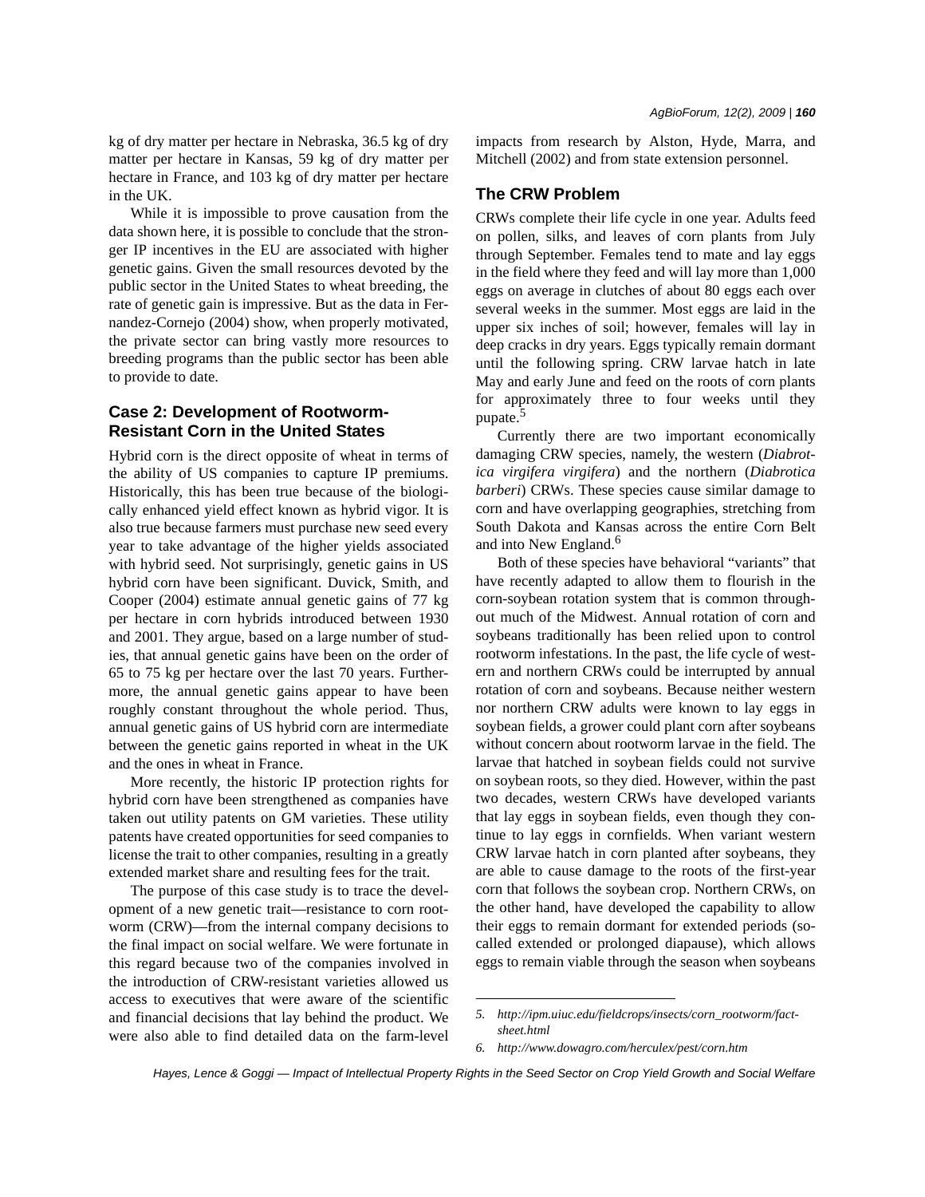kg of dry matter per hectare in Nebraska, 36.5 kg of dry matter per hectare in Kansas, 59 kg of dry matter per hectare in France, and 103 kg of dry matter per hectare in the UK.

While it is impossible to prove causation from the data shown here, it is possible to conclude that the stronger IP incentives in the EU are associated with higher genetic gains. Given the small resources devoted by the public sector in the United States to wheat breeding, the rate of genetic gain is impressive. But as the data in Fernandez-Cornejo (2004) show, when properly motivated, the private sector can bring vastly more resources to breeding programs than the public sector has been able to provide to date.

## Case 2: Development of Rootworm-Resistant Corn in the United States

Hybrid corn is the direct opposite of wheat in terms of the ability of US companies to capture IP premiums. Historically, this has been true because of the biologically enhanced yield effect known as hybrid vigor. It is also true because farmers must purchase new seed every year to take advantage of the higher yields associated with hybrid seed. Not surprisingly, genetic gains in US hybrid corn have been significant. Duvick, Smith, and Cooper (2004) estimate annual genetic gains of 77 kg per hectare in corn hybrids introduced between 1930 and 2001. They argue, based on a large number of studies, that annual genetic gains have been on the order of 65 to 75 kg per hectare over the last 70 years. Furthermore, the annual genetic gains appear to have been roughly constant throughout the whole period. Thus, annual genetic gains of US hybrid corn are intermediate between the genetic gains reported in wheat in the UK and the ones in wheat in France.

More recently, the historic IP protection rights for hybrid corn have been strengthened as companies have taken out utility patents on GM varieties. These utility patents have created opportunities for seed companies to license the trait to other companies, resulting in a greatly extended market share and resulting fees for the trait.

The purpose of this case study is to trace the development of a new genetic trait—resistance to corn rootworm (CRW)—from the internal company decisions to the final impact on social welfare. We were fortunate in this regard because two of the companies involved in the introduction of CRW-resistant varieties allowed us access to executives that were aware of the scientific and financial decisions that lay behind the product. We were also able to find detailed data on the farm-level impacts from research by Alston, Hyde, Marra, and Mitchell (2002) and from state extension personnel.

### The CRW Problem

CRWs complete their life cycle in one year. Adults feed on pollen, silks, and leaves of corn plants from July through September. Females tend to mate and lay eggs in the field where they feed and will lay more than 1,000 eggs on average in clutches of about 80 eggs each over several weeks in the summer. Most eggs are laid in the upper six inches of soil; however, females will lay in deep cracks in dry years. Eggs typically remain dormant until the following spring. CRW larvae hatch in late May and early June and feed on the roots of corn plants for approximately three to four weeks until they pupate.[5]

Currently there are two important economically damaging CRW species, namely, the western (*Diabrotica virgifera virgifera*) and the northern (*Diabrotica barberi*) CRWs. These species cause similar damage to corn and have overlapping geographies, stretching from South Dakota and Kansas across the entire Corn Belt and into New England.[6]

Both of these species have behavioral "variants" that have recently adapted to allow them to flourish in the corn-soybean rotation system that is common throughout much of the Midwest. Annual rotation of corn and soybeans traditionally has been relied upon to control rootworm infestations. In the past, the life cycle of western and northern CRWs could be interrupted by annual rotation of corn and soybeans. Because neither western nor northern CRW adults were known to lay eggs in soybean fields, a grower could plant corn after soybeans without concern about rootworm larvae in the field. The larvae that hatched in soybean fields could not survive on soybean roots, so they died. However, within the past two decades, western CRWs have developed variants that lay eggs in soybean fields, even though they continue to lay eggs in cornfields. When variant western CRW larvae hatch in corn planted after soybeans, they are able to cause damage to the roots of the first-year corn that follows the soybean crop. Northern CRWs, on the other hand, have developed the capability to allow their eggs to remain dormant for extended periods (so-called extended or prolonged diapause), which allows eggs to remain viable through the season when soybeans

5. *http://ipm.uiuc.edu/fieldcrops/insects/corn_rootworm/factsheet.html*

6. *http://www.dowagro.com/herculex/pest/corn.htm*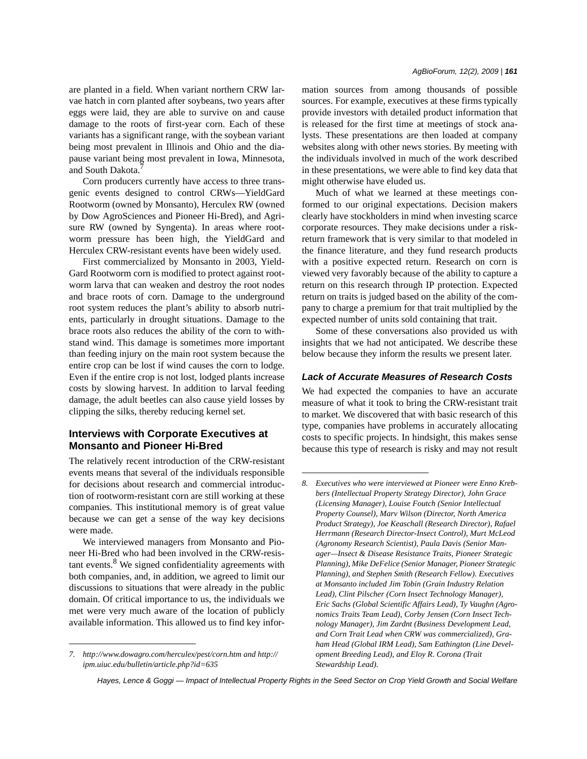are planted in a field. When variant northern CRW larvae hatch in corn planted after soybeans, two years after eggs were laid, they are able to survive on and cause damage to the roots of first-year corn. Each of these variants has a significant range, with the soybean variant being most prevalent in Illinois and Ohio and the diapause variant being most prevalent in Iowa, Minnesota, and South Dakota.[7]

Corn producers currently have access to three transgenic events designed to control CRWs—YieldGard Rootworm (owned by Monsanto), Herculex RW (owned by Dow AgroSciences and Pioneer Hi-Bred), and Agrisure RW (owned by Syngenta). In areas where rootworm pressure has been high, the YieldGard and Herculex CRW-resistant events have been widely used.

First commercialized by Monsanto in 2003, YieldGard Rootworm corn is modified to protect against rootworm larva that can weaken and destroy the root nodes and brace roots of corn. Damage to the underground root system reduces the plant's ability to absorb nutrients, particularly in drought situations. Damage to the brace roots also reduces the ability of the corn to withstand wind. This damage is sometimes more important than feeding injury on the main root system because the entire crop can be lost if wind causes the corn to lodge. Even if the entire crop is not lost, lodged plants increase costs by slowing harvest. In addition to larval feeding damage, the adult beetles can also cause yield losses by clipping the silks, thereby reducing kernel set.

## Interviews with Corporate Executives at Monsanto and Pioneer Hi-Bred

The relatively recent introduction of the CRW-resistant events means that several of the individuals responsible for decisions about research and commercial introduction of rootworm-resistant corn are still working at these companies. This institutional memory is of great value because we can get a sense of the way key decisions were made.

We interviewed managers from Monsanto and Pioneer Hi-Bred who had been involved in the CRW-resistant events.[8] We signed confidentiality agreements with both companies, and, in addition, we agreed to limit our discussions to situations that were already in the public domain. Of critical importance to us, the individuals we met were very much aware of the location of publicly available information. This allowed us to find key information sources from among thousands of possible sources. For example, executives at these firms typically provide investors with detailed product information that is released for the first time at meetings of stock analysts. These presentations are then loaded at company websites along with other news stories. By meeting with the individuals involved in much of the work described in these presentations, we were able to find key data that might otherwise have eluded us.

Much of what we learned at these meetings conformed to our original expectations. Decision makers clearly have stockholders in mind when investing scarce corporate resources. They make decisions under a risk-return framework that is very similar to that modeled in the finance literature, and they fund research products with a positive expected return. Research on corn is viewed very favorably because of the ability to capture a return on this research through IP protection. Expected return on traits is judged based on the ability of the company to charge a premium for that trait multiplied by the expected number of units sold containing that trait.

Some of these conversations also provided us with insights that we had not anticipated. We describe these below because they inform the results we present later.

### Lack of Accurate Measures of Research Costs

We had expected the companies to have an accurate measure of what it took to bring the CRW-resistant trait to market. We discovered that with basic research of this type, companies have problems in accurately allocating costs to specific projects. In hindsight, this makes sense because this type of research is risky and may not result

---

*7. http://www.dowagro.com/herculex/pest/corn.htm and http://ipm.uiuc.edu/bulletin/article.php?id=635*

*8. Executives who were interviewed at Pioneer were Enno Krebbers (Intellectual Property Strategy Director), John Grace (Licensing Manager), Louise Foutch (Senior Intellectual Property Counsel), Marv Wilson (Director, North America Product Strategy), Joe Keaschall (Research Director), Rafael Herrmann (Research Director-Insect Control), Murt McLeod (Agronomy Research Scientist), Paula Davis (Senior Manager—Insect & Disease Resistance Traits, Pioneer Strategic Planning), Mike DeFelice (Senior Manager, Pioneer Strategic Planning), and Stephen Smith (Research Fellow). Executives at Monsanto included Jim Tobin (Grain Industry Relation Lead), Clint Pilscher (Corn Insect Technology Manager), Eric Sachs (Global Scientific Affairs Lead), Ty Vaughn (Agronomics Traits Team Lead), Corby Jensen (Corn Insect Technology Manager), Jim Zardnt (Business Development Lead, and Corn Trait Lead when CRW was commercialized), Graham Head (Global IRM Lead), Sam Eathington (Line Development Breeding Lead), and Eloy R. Corona (Trait Stewardship Lead).*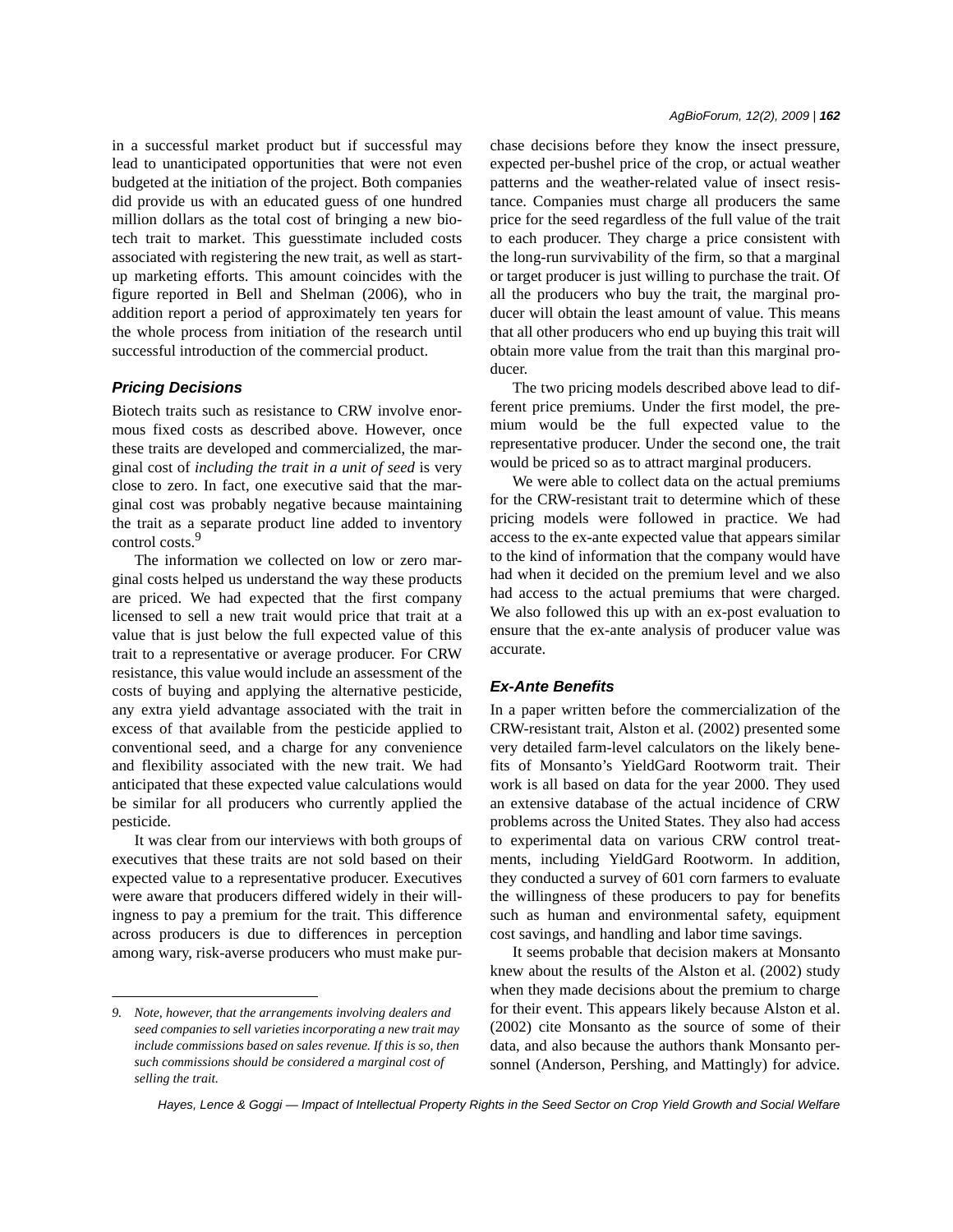in a successful market product but if successful may lead to unanticipated opportunities that were not even budgeted at the initiation of the project. Both companies did provide us with an educated guess of one hundred million dollars as the total cost of bringing a new biotech trait to market. This guesstimate included costs associated with registering the new trait, as well as start-up marketing efforts. This amount coincides with the figure reported in Bell and Shelman (2006), who in addition report a period of approximately ten years for the whole process from initiation of the research until successful introduction of the commercial product.

### *Pricing Decisions*

Biotech traits such as resistance to CRW involve enormous fixed costs as described above. However, once these traits are developed and commercialized, the marginal cost of *including the trait in a unit of seed* is very close to zero. In fact, one executive said that the marginal cost was probably negative because maintaining the trait as a separate product line added to inventory control costs.[9]

The information we collected on low or zero marginal costs helped us understand the way these products are priced. We had expected that the first company licensed to sell a new trait would price that trait at a value that is just below the full expected value of this trait to a representative or average producer. For CRW resistance, this value would include an assessment of the costs of buying and applying the alternative pesticide, any extra yield advantage associated with the trait in excess of that available from the pesticide applied to conventional seed, and a charge for any convenience and flexibility associated with the new trait. We had anticipated that these expected value calculations would be similar for all producers who currently applied the pesticide.

It was clear from our interviews with both groups of executives that these traits are not sold based on their expected value to a representative producer. Executives were aware that producers differed widely in their willingness to pay a premium for the trait. This difference across producers is due to differences in perception among wary, risk-averse producers who must make purchase decisions before they know the insect pressure, expected per-bushel price of the crop, or actual weather patterns and the weather-related value of insect resistance. Companies must charge all producers the same price for the seed regardless of the full value of the trait to each producer. They charge a price consistent with the long-run survivability of the firm, so that a marginal or target producer is just willing to purchase the trait. Of all the producers who buy the trait, the marginal producer will obtain the least amount of value. This means that all other producers who end up buying this trait will obtain more value from the trait than this marginal producer.

The two pricing models described above lead to different price premiums. Under the first model, the premium would be the full expected value to the representative producer. Under the second one, the trait would be priced so as to attract marginal producers.

We were able to collect data on the actual premiums for the CRW-resistant trait to determine which of these pricing models were followed in practice. We had access to the ex-ante expected value that appears similar to the kind of information that the company would have had when it decided on the premium level and we also had access to the actual premiums that were charged. We also followed this up with an ex-post evaluation to ensure that the ex-ante analysis of producer value was accurate.

### *Ex-Ante Benefits*

In a paper written before the commercialization of the CRW-resistant trait, Alston et al. (2002) presented some very detailed farm-level calculators on the likely benefits of Monsanto's YieldGard Rootworm trait. Their work is all based on data for the year 2000. They used an extensive database of the actual incidence of CRW problems across the United States. They also had access to experimental data on various CRW control treatments, including YieldGard Rootworm. In addition, they conducted a survey of 601 corn farmers to evaluate the willingness of these producers to pay for benefits such as human and environmental safety, equipment cost savings, and handling and labor time savings.

It seems probable that decision makers at Monsanto knew about the results of the Alston et al. (2002) study when they made decisions about the premium to charge for their event. This appears likely because Alston et al. (2002) cite Monsanto as the source of some of their data, and also because the authors thank Monsanto personnel (Anderson, Pershing, and Mattingly) for advice.

*9. Note, however, that the arrangements involving dealers and seed companies to sell varieties incorporating a new trait may include commissions based on sales revenue. If this is so, then such commissions should be considered a marginal cost of selling the trait.*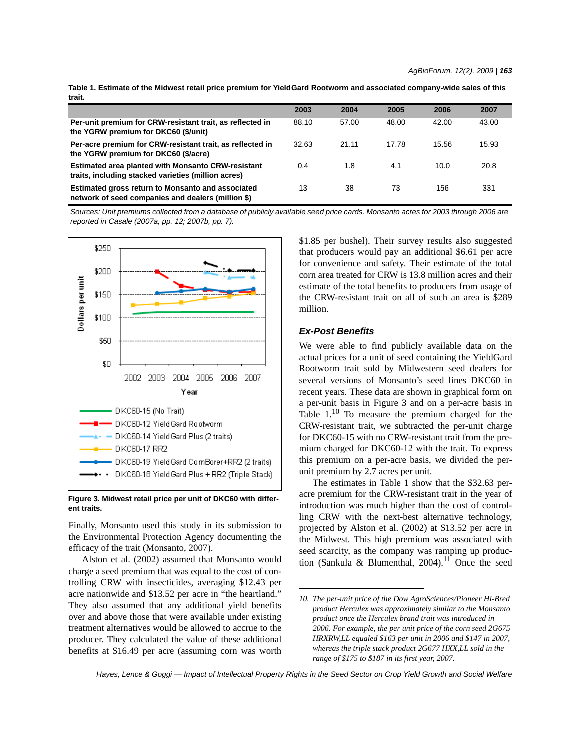**Table 1. Estimate of the Midwest retail price premium for YieldGard Rootworm and associated company-wide sales of this trait.**

| | 2003 | 2004 | 2005 | 2006 | 2007 |
|---|---|---|---|---|---|
| **Per-unit premium for CRW-resistant trait, as reflected in the YGRW premium for DKC60 ($/unit)** | 88.10 | 57.00 | 48.00 | 42.00 | 43.00 |
| **Per-acre premium for CRW-resistant trait, as reflected in the YGRW premium for DKC60 ($/acre)** | 32.63 | 21.11 | 17.78 | 15.56 | 15.93 |
| **Estimated area planted with Monsanto CRW-resistant traits, including stacked varieties (million acres)** | 0.4 | 1.8 | 4.1 | 10.0 | 20.8 |
| **Estimated gross return to Monsanto and associated network of seed companies and dealers (million $)** | 13 | 38 | 73 | 156 | 331 |

*Sources: Unit premiums collected from a database of publicly available seed price cards. Monsanto acres for 2003 through 2006 are reported in Casale (2007a, pp. 12; 2007b, pp. 7).*

**Figure 3. Midwest retail price per unit of DKC60 with different traits.**

Finally, Monsanto used this study in its submission to the Environmental Protection Agency documenting the efficacy of the trait (Monsanto, 2007).

Alston et al. (2002) assumed that Monsanto would charge a seed premium that was equal to the cost of controlling CRW with insecticides, averaging $12.43 per acre nationwide and $13.52 per acre in "the heartland." They also assumed that any additional yield benefits over and above those that were available under existing treatment alternatives would be allowed to accrue to the producer. They calculated the value of these additional benefits at $16.49 per acre (assuming corn was worth $1.85 per bushel). Their survey results also suggested that producers would pay an additional $6.61 per acre for convenience and safety. Their estimate of the total corn area treated for CRW is 13.8 million acres and their estimate of the total benefits to producers from usage of the CRW-resistant trait on all of such an area is $289 million.

### *Ex-Post Benefits*

We were able to find publicly available data on the actual prices for a unit of seed containing the YieldGard Rootworm trait sold by Midwestern seed dealers for several versions of Monsanto's seed lines DKC60 in recent years. These data are shown in graphical form on a per-unit basis in Figure 3 and on a per-acre basis in Table 1.[10] To measure the premium charged for the CRW-resistant trait, we subtracted the per-unit charge for DKC60-15 with no CRW-resistant trait from the premium charged for DKC60-12 with the trait. To express this premium on a per-acre basis, we divided the per-unit premium by 2.7 acres per unit.

The estimates in Table 1 show that the $32.63 per-acre premium for the CRW-resistant trait in the year of introduction was much higher than the cost of controlling CRW with the next-best alternative technology, projected by Alston et al. (2002) at $13.52 per acre in the Midwest. This high premium was associated with seed scarcity, as the company was ramping up production (Sankula & Blumenthal, 2004).[11] Once the seed

---

*10. The per-unit price of the Dow AgroSciences/Pioneer Hi-Bred product Herculex was approximately similar to the Monsanto product once the Herculex brand trait was introduced in 2006. For example, the per unit price of the corn seed 2G675 HRXRW,LL equaled $163 per unit in 2006 and $147 in 2007, whereas the triple stack product 2G677 HXX,LL sold in the range of $175 to $187 in its first year, 2007.*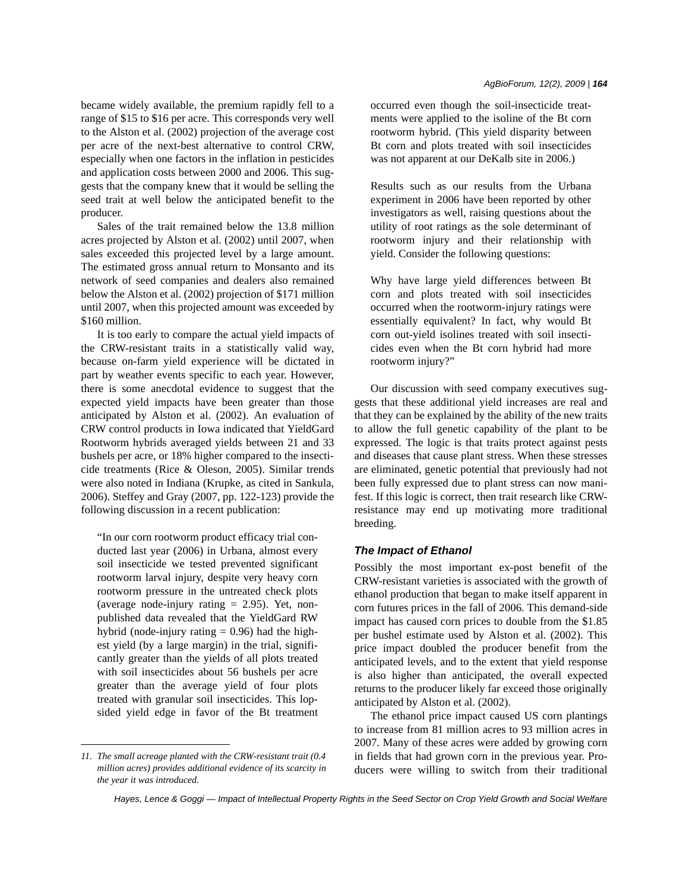became widely available, the premium rapidly fell to a range of $15 to $16 per acre. This corresponds very well to the Alston et al. (2002) projection of the average cost per acre of the next-best alternative to control CRW, especially when one factors in the inflation in pesticides and application costs between 2000 and 2006. This suggests that the company knew that it would be selling the seed trait at well below the anticipated benefit to the producer.

Sales of the trait remained below the 13.8 million acres projected by Alston et al. (2002) until 2007, when sales exceeded this projected level by a large amount. The estimated gross annual return to Monsanto and its network of seed companies and dealers also remained below the Alston et al. (2002) projection of $171 million until 2007, when this projected amount was exceeded by $160 million.

It is too early to compare the actual yield impacts of the CRW-resistant traits in a statistically valid way, because on-farm yield experience will be dictated in part by weather events specific to each year. However, there is some anecdotal evidence to suggest that the expected yield impacts have been greater than those anticipated by Alston et al. (2002). An evaluation of CRW control products in Iowa indicated that YieldGard Rootworm hybrids averaged yields between 21 and 33 bushels per acre, or 18% higher compared to the insecticide treatments (Rice & Oleson, 2005). Similar trends were also noted in Indiana (Krupke, as cited in Sankula, 2006). Steffey and Gray (2007, pp. 122-123) provide the following discussion in a recent publication:

> "In our corn rootworm product efficacy trial conducted last year (2006) in Urbana, almost every soil insecticide we tested prevented significant rootworm larval injury, despite very heavy corn rootworm pressure in the untreated check plots (average node-injury rating = 2.95). Yet, non-published data revealed that the YieldGard RW hybrid (node-injury rating = 0.96) had the highest yield (by a large margin) in the trial, significantly greater than the yields of all plots treated with soil insecticides about 56 bushels per acre greater than the average yield of four plots treated with granular soil insecticides. This lopsided yield edge in favor of the Bt treatment occurred even though the soil-insecticide treatments were applied to the isoline of the Bt corn rootworm hybrid. (This yield disparity between Bt corn and plots treated with soil insecticides was not apparent at our DeKalb site in 2006.)
>
> Results such as our results from the Urbana experiment in 2006 have been reported by other investigators as well, raising questions about the utility of root ratings as the sole determinant of rootworm injury and their relationship with yield. Consider the following questions:
>
> Why have large yield differences between Bt corn and plots treated with soil insecticides occurred when the rootworm-injury ratings were essentially equivalent? In fact, why would Bt corn out-yield isolines treated with soil insecticides even when the Bt corn hybrid had more rootworm injury?"

Our discussion with seed company executives suggests that these additional yield increases are real and that they can be explained by the ability of the new traits to allow the full genetic capability of the plant to be expressed. The logic is that traits protect against pests and diseases that cause plant stress. When these stresses are eliminated, genetic potential that previously had not been fully expressed due to plant stress can now manifest. If this logic is correct, then trait research like CRW-resistance may end up motivating more traditional breeding.

### *The Impact of Ethanol*

Possibly the most important ex-post benefit of the CRW-resistant varieties is associated with the growth of ethanol production that began to make itself apparent in corn futures prices in the fall of 2006. This demand-side impact has caused corn prices to double from the $1.85 per bushel estimate used by Alston et al. (2002). This price impact doubled the producer benefit from the anticipated levels, and to the extent that yield response is also higher than anticipated, the overall expected returns to the producer likely far exceed those originally anticipated by Alston et al. (2002).

The ethanol price impact caused US corn plantings to increase from 81 million acres to 93 million acres in 2007. Many of these acres were added by growing corn in fields that had grown corn in the previous year. Producers were willing to switch from their traditional

*11. The small acreage planted with the CRW-resistant trait (0.4 million acres) provides additional evidence of its scarcity in the year it was introduced.*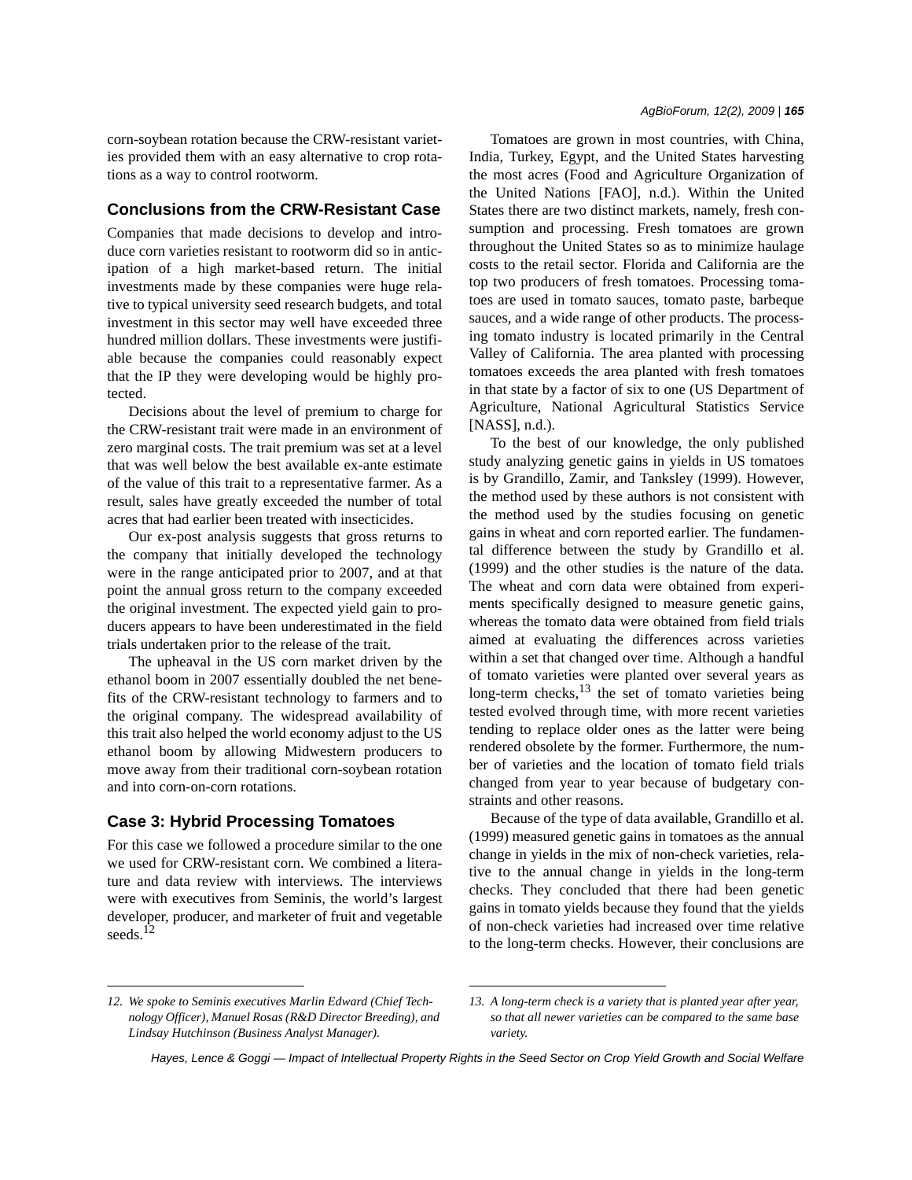corn-soybean rotation because the CRW-resistant varieties provided them with an easy alternative to crop rotations as a way to control rootworm.

## Conclusions from the CRW-Resistant Case

Companies that made decisions to develop and introduce corn varieties resistant to rootworm did so in anticipation of a high market-based return. The initial investments made by these companies were huge relative to typical university seed research budgets, and total investment in this sector may well have exceeded three hundred million dollars. These investments were justifiable because the companies could reasonably expect that the IP they were developing would be highly protected.

Decisions about the level of premium to charge for the CRW-resistant trait were made in an environment of zero marginal costs. The trait premium was set at a level that was well below the best available ex-ante estimate of the value of this trait to a representative farmer. As a result, sales have greatly exceeded the number of total acres that had earlier been treated with insecticides.

Our ex-post analysis suggests that gross returns to the company that initially developed the technology were in the range anticipated prior to 2007, and at that point the annual gross return to the company exceeded the original investment. The expected yield gain to producers appears to have been underestimated in the field trials undertaken prior to the release of the trait.

The upheaval in the US corn market driven by the ethanol boom in 2007 essentially doubled the net benefits of the CRW-resistant technology to farmers and to the original company. The widespread availability of this trait also helped the world economy adjust to the US ethanol boom by allowing Midwestern producers to move away from their traditional corn-soybean rotation and into corn-on-corn rotations.

## Case 3: Hybrid Processing Tomatoes

For this case we followed a procedure similar to the one we used for CRW-resistant corn. We combined a literature and data review with interviews. The interviews were with executives from Seminis, the world's largest developer, producer, and marketer of fruit and vegetable seeds.[12]

Tomatoes are grown in most countries, with China, India, Turkey, Egypt, and the United States harvesting the most acres (Food and Agriculture Organization of the United Nations [FAO], n.d.). Within the United States there are two distinct markets, namely, fresh consumption and processing. Fresh tomatoes are grown throughout the United States so as to minimize haulage costs to the retail sector. Florida and California are the top two producers of fresh tomatoes. Processing tomatoes are used in tomato sauces, tomato paste, barbeque sauces, and a wide range of other products. The processing tomato industry is located primarily in the Central Valley of California. The area planted with processing tomatoes exceeds the area planted with fresh tomatoes in that state by a factor of six to one (US Department of Agriculture, National Agricultural Statistics Service [NASS], n.d.).

To the best of our knowledge, the only published study analyzing genetic gains in yields in US tomatoes is by Grandillo, Zamir, and Tanksley (1999). However, the method used by these authors is not consistent with the method used by the studies focusing on genetic gains in wheat and corn reported earlier. The fundamental difference between the study by Grandillo et al. (1999) and the other studies is the nature of the data. The wheat and corn data were obtained from experiments specifically designed to measure genetic gains, whereas the tomato data were obtained from field trials aimed at evaluating the differences across varieties within a set that changed over time. Although a handful of tomato varieties were planted over several years as long-term checks,[13] the set of tomato varieties being tested evolved through time, with more recent varieties tending to replace older ones as the latter were being rendered obsolete by the former. Furthermore, the number of varieties and the location of tomato field trials changed from year to year because of budgetary constraints and other reasons.

Because of the type of data available, Grandillo et al. (1999) measured genetic gains in tomatoes as the annual change in yields in the mix of non-check varieties, relative to the annual change in yields in the long-term checks. They concluded that there had been genetic gains in tomato yields because they found that the yields of non-check varieties had increased over time relative to the long-term checks. However, their conclusions are

---

*12. We spoke to Seminis executives Marlin Edward (Chief Technology Officer), Manuel Rosas (R&D Director Breeding), and Lindsay Hutchinson (Business Analyst Manager).*

*13. A long-term check is a variety that is planted year after year, so that all newer varieties can be compared to the same base variety.*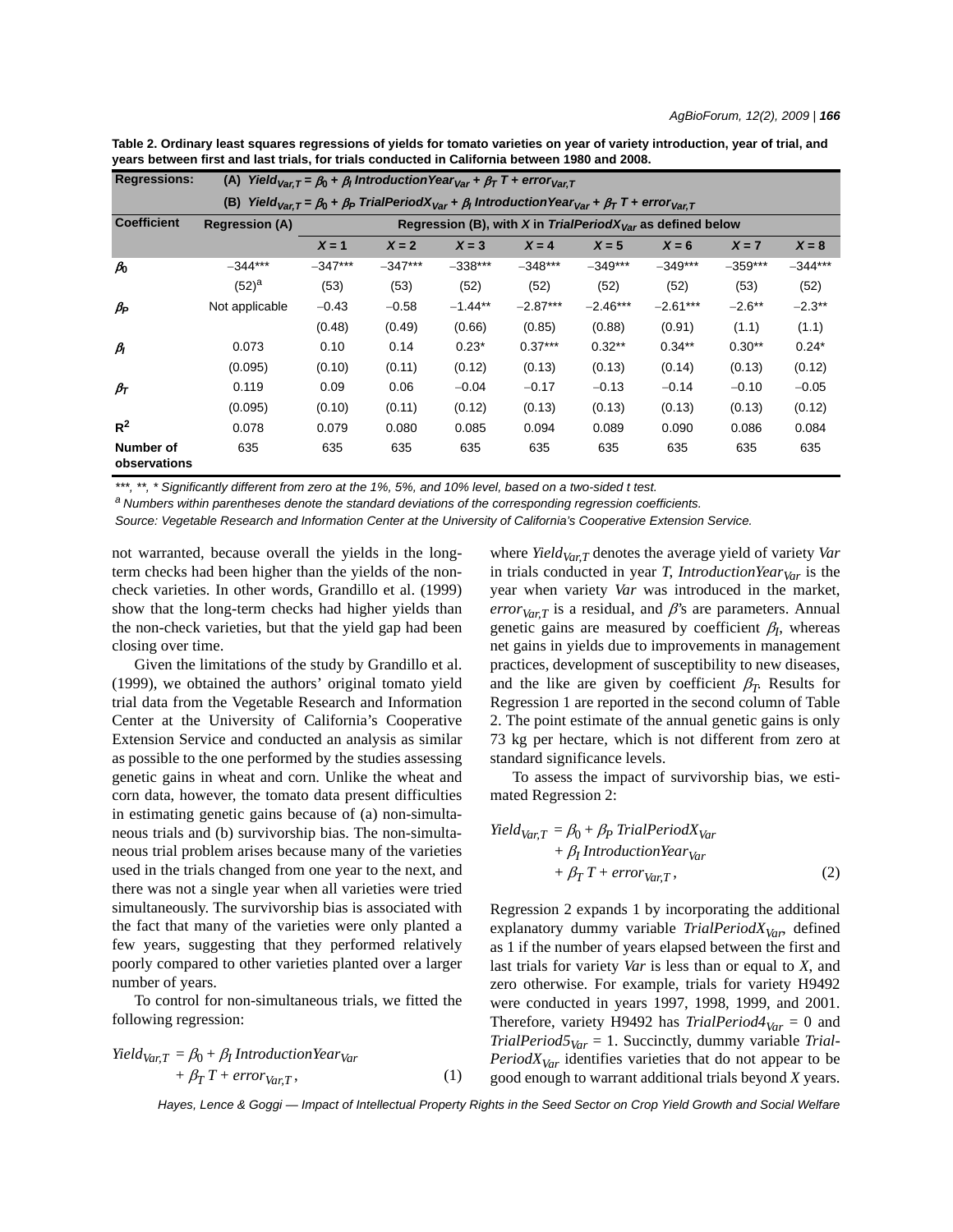**Table 2. Ordinary least squares regressions of yields for tomato varieties on year of variety introduction, year of trial, and years between first and last trials, for trials conducted in California between 1980 and 2008.**

| Regressions: | (A) $Yield_{Var,T} = \beta_0 + \beta_I\ IntroductionYear_{Var} + \beta_T\ T + error_{Var,T}$ | | | | | | | | |
|---|---|---|---|---|---|---|---|---|---|
| | (B) $Yield_{Var,T} = \beta_0 + \beta_P\ TrialPeriodX_{Var} + \beta_I\ IntroductionYear_{Var} + \beta_T\ T + error_{Var,T}$ | | | | | | | | |
| **Coefficient** | **Regression (A)** | **Regression (B), with *X* in $TrialPeriodX_{Var}$ as defined below** | | | | | | | |
| | | ***X* = 1** | ***X* = 2** | ***X* = 3** | ***X* = 4** | ***X* = 5** | ***X* = 6** | ***X* = 7** | ***X* = 8** |
| $\beta_0$ | −344*** | −347*** | −347*** | −338*** | −348*** | −349*** | −349*** | −359*** | −344*** |
| | (52)[a] | (53) | (53) | (52) | (52) | (52) | (52) | (53) | (52) |
| $\beta_P$ | Not applicable | −0.43 | −0.58 | −1.44** | −2.87*** | −2.46*** | −2.61*** | −2.6** | −2.3** |
| | | (0.48) | (0.49) | (0.66) | (0.85) | (0.88) | (0.91) | (1.1) | (1.1) |
| $\beta_I$ | 0.073 | 0.10 | 0.14 | 0.23* | 0.37*** | 0.32** | 0.34** | 0.30** | 0.24* |
| | (0.095) | (0.10) | (0.11) | (0.12) | (0.13) | (0.13) | (0.14) | (0.13) | (0.12) |
| $\beta_T$ | 0.119 | 0.09 | 0.06 | −0.04 | −0.17 | −0.13 | −0.14 | −0.10 | −0.05 |
| | (0.095) | (0.10) | (0.11) | (0.12) | (0.13) | (0.13) | (0.13) | (0.13) | (0.12) |
| $R^2$ | 0.078 | 0.079 | 0.080 | 0.085 | 0.094 | 0.089 | 0.090 | 0.086 | 0.084 |
| **Number of observations** | 635 | 635 | 635 | 635 | 635 | 635 | 635 | 635 | 635 |

*\*\*\*, \*\*, \* Significantly different from zero at the 1%, 5%, and 10% level, based on a two-sided t test.*

*[a] Numbers within parentheses denote the standard deviations of the corresponding regression coefficients.*

*Source: Vegetable Research and Information Center at the University of California's Cooperative Extension Service.*

not warranted, because overall the yields in the long-term checks had been higher than the yields of the non-check varieties. In other words, Grandillo et al. (1999) show that the long-term checks had higher yields than the non-check varieties, but that the yield gap had been closing over time.

Given the limitations of the study by Grandillo et al. (1999), we obtained the authors' original tomato yield trial data from the Vegetable Research and Information Center at the University of California's Cooperative Extension Service and conducted an analysis as similar as possible to the one performed by the studies assessing genetic gains in wheat and corn. Unlike the wheat and corn data, however, the tomato data present difficulties in estimating genetic gains because of (a) non-simultaneous trials and (b) survivorship bias. The non-simultaneous trial problem arises because many of the varieties used in the trials changed from one year to the next, and there was not a single year when all varieties were tried simultaneously. The survivorship bias is associated with the fact that many of the varieties were only planted a few years, suggesting that they performed relatively poorly compared to other varieties planted over a larger number of years.

To control for non-simultaneous trials, we fitted the following regression:

$$Yield_{Var,T} = \beta_0 + \beta_I\ IntroductionYear_{Var} + \beta_T\ T + error_{Var,T}, \qquad (1)$$

where $Yield_{Var,T}$ denotes the average yield of variety *Var* in trials conducted in year *T*, $IntroductionYear_{Var}$ is the year when variety *Var* was introduced in the market, $error_{Var,T}$ is a residual, and $\beta$'s are parameters. Annual genetic gains are measured by coefficient $\beta_I$, whereas net gains in yields due to improvements in management practices, development of susceptibility to new diseases, and the like are given by coefficient $\beta_T$. Results for Regression 1 are reported in the second column of Table 2. The point estimate of the annual genetic gains is only 73 kg per hectare, which is not different from zero at standard significance levels.

To assess the impact of survivorship bias, we estimated Regression 2:

$$Yield_{Var,T} = \beta_0 + \beta_P\ TrialPeriodX_{Var} + \beta_I\ IntroductionYear_{Var} + \beta_T\ T + error_{Var,T}, \qquad (2)$$

Regression 2 expands 1 by incorporating the additional explanatory dummy variable $TrialPeriodX_{Var}$, defined as 1 if the number of years elapsed between the first and last trials for variety *Var* is less than or equal to *X*, and zero otherwise. For example, trials for variety H9492 were conducted in years 1997, 1998, 1999, and 2001. Therefore, variety H9492 has $TrialPeriod4_{Var} = 0$ and $TrialPeriod5_{Var} = 1$. Succinctly, dummy variable $TrialPeriodX_{Var}$ identifies varieties that do not appear to be good enough to warrant additional trials beyond *X* years.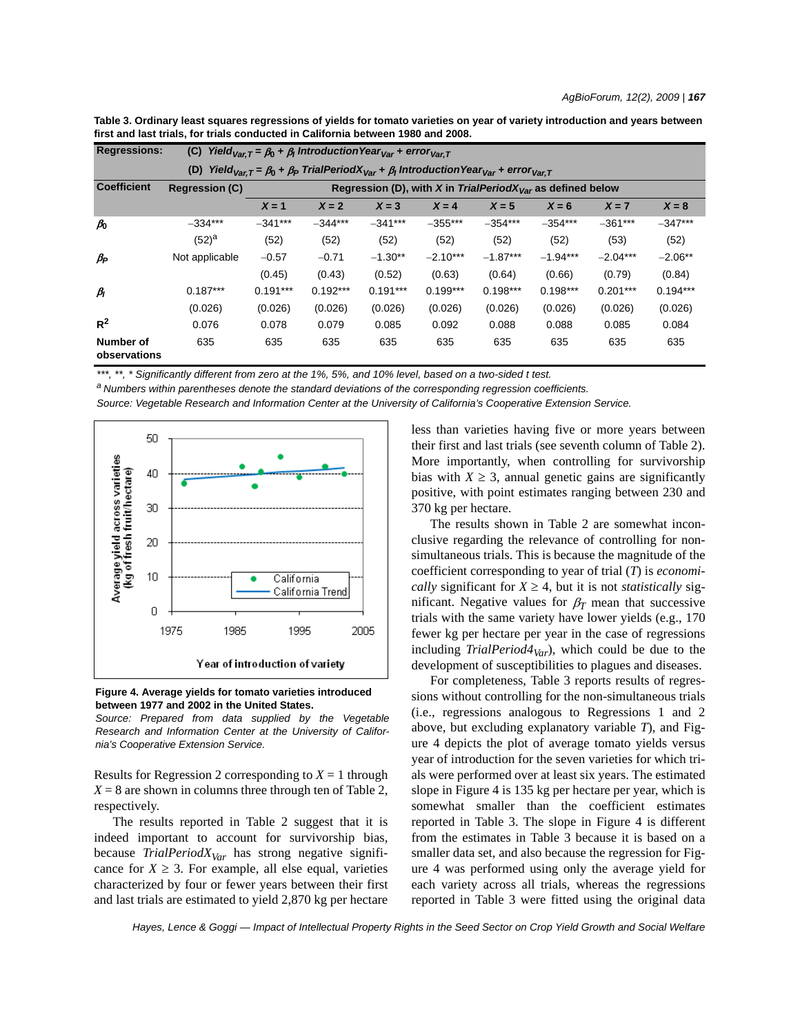**Table 3. Ordinary least squares regressions of yields for tomato varieties on year of variety introduction and years between first and last trials, for trials conducted in California between 1980 and 2008.**

Regressions:
(C) $Yield_{Var,T} = \beta_0 + \beta_I\ IntroductionYear_{Var} + error_{Var,T}$
(D) $Yield_{Var,T} = \beta_0 + \beta_P\ TrialPeriodX_{Var} + \beta_I\ IntroductionYear_{Var} + error_{Var,T}$

| Coefficient | Regression (C) | Regression (D), with $X$ in $TrialPeriodX_{Var}$ as defined below | | | | | | | |
|---|---|---|---|---|---|---|---|---|---|
| | | $X = 1$ | $X = 2$ | $X = 3$ | $X = 4$ | $X = 5$ | $X = 6$ | $X = 7$ | $X = 8$ |
| $\beta_0$ | −334*** | −341*** | −344*** | −341*** | −355*** | −354*** | −354*** | −361*** | −347*** |
| | (52)[a] | (52) | (52) | (52) | (52) | (52) | (52) | (53) | (52) |
| $\beta_P$ | Not applicable | −0.57 | −0.71 | −1.30** | −2.10*** | −1.87*** | −1.94*** | −2.04*** | −2.06** |
| | | (0.45) | (0.43) | (0.52) | (0.63) | (0.64) | (0.66) | (0.79) | (0.84) |
| $\beta_I$ | 0.187*** | 0.191*** | 0.192*** | 0.191*** | 0.199*** | 0.198*** | 0.198*** | 0.201*** | 0.194*** |
| | (0.026) | (0.026) | (0.026) | (0.026) | (0.026) | (0.026) | (0.026) | (0.026) | (0.026) |
| $R^2$ | 0.076 | 0.078 | 0.079 | 0.085 | 0.092 | 0.088 | 0.088 | 0.085 | 0.084 |
| Number of observations | 635 | 635 | 635 | 635 | 635 | 635 | 635 | 635 | 635 |

*\*\*\*, \*\*, \* Significantly different from zero at the 1%, 5%, and 10% level, based on a two-sided t test.*

*[a] Numbers within parentheses denote the standard deviations of the corresponding regression coefficients.*

*Source: Vegetable Research and Information Center at the University of California's Cooperative Extension Service.*

**Figure 4. Average yields for tomato varieties introduced between 1977 and 2002 in the United States.**

*Source: Prepared from data supplied by the Vegetable Research and Information Center at the University of California's Cooperative Extension Service.*

Results for Regression 2 corresponding to $X = 1$ through $X = 8$ are shown in columns three through ten of Table 2, respectively.

The results reported in Table 2 suggest that it is indeed important to account for survivorship bias, because $TrialPeriodX_{Var}$ has strong negative significance for $X \geq 3$. For example, all else equal, varieties characterized by four or fewer years between their first and last trials are estimated to yield 2,870 kg per hectare less than varieties having five or more years between their first and last trials (see seventh column of Table 2). More importantly, when controlling for survivorship bias with $X \geq 3$, annual genetic gains are significantly positive, with point estimates ranging between 230 and 370 kg per hectare.

The results shown in Table 2 are somewhat inconclusive regarding the relevance of controlling for non-simultaneous trials. This is because the magnitude of the coefficient corresponding to year of trial ($T$) is *economically* significant for $X \geq 4$, but it is not *statistically* significant. Negative values for $\beta_T$ mean that successive trials with the same variety have lower yields (e.g., 170 fewer kg per hectare per year in the case of regressions including $TrialPeriod4_{Var}$), which could be due to the development of susceptibilities to plagues and diseases.

For completeness, Table 3 reports results of regressions without controlling for the non-simultaneous trials (i.e., regressions analogous to Regressions 1 and 2 above, but excluding explanatory variable $T$), and Figure 4 depicts the plot of average tomato yields versus year of introduction for the seven varieties for which trials were performed over at least six years. The estimated slope in Figure 4 is 135 kg per hectare per year, which is somewhat smaller than the coefficient estimates reported in Table 3. The slope in Figure 4 is different from the estimates in Table 3 because it is based on a smaller data set, and also because the regression for Figure 4 was performed using only the average yield for each variety across all trials, whereas the regressions reported in Table 3 were fitted using the original data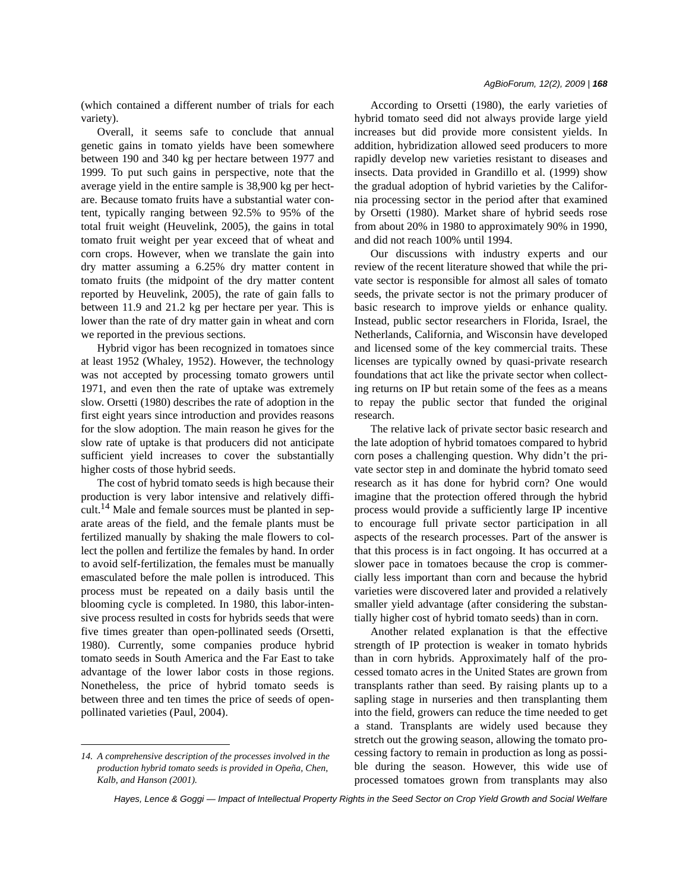(which contained a different number of trials for each variety).

Overall, it seems safe to conclude that annual genetic gains in tomato yields have been somewhere between 190 and 340 kg per hectare between 1977 and 1999. To put such gains in perspective, note that the average yield in the entire sample is 38,900 kg per hectare. Because tomato fruits have a substantial water content, typically ranging between 92.5% to 95% of the total fruit weight (Heuvelink, 2005), the gains in total tomato fruit weight per year exceed that of wheat and corn crops. However, when we translate the gain into dry matter assuming a 6.25% dry matter content in tomato fruits (the midpoint of the dry matter content reported by Heuvelink, 2005), the rate of gain falls to between 11.9 and 21.2 kg per hectare per year. This is lower than the rate of dry matter gain in wheat and corn we reported in the previous sections.

Hybrid vigor has been recognized in tomatoes since at least 1952 (Whaley, 1952). However, the technology was not accepted by processing tomato growers until 1971, and even then the rate of uptake was extremely slow. Orsetti (1980) describes the rate of adoption in the first eight years since introduction and provides reasons for the slow adoption. The main reason he gives for the slow rate of uptake is that producers did not anticipate sufficient yield increases to cover the substantially higher costs of those hybrid seeds.

The cost of hybrid tomato seeds is high because their production is very labor intensive and relatively difficult.[14] Male and female sources must be planted in separate areas of the field, and the female plants must be fertilized manually by shaking the male flowers to collect the pollen and fertilize the females by hand. In order to avoid self-fertilization, the females must be manually emasculated before the male pollen is introduced. This process must be repeated on a daily basis until the blooming cycle is completed. In 1980, this labor-intensive process resulted in costs for hybrids seeds that were five times greater than open-pollinated seeds (Orsetti, 1980). Currently, some companies produce hybrid tomato seeds in South America and the Far East to take advantage of the lower labor costs in those regions. Nonetheless, the price of hybrid tomato seeds is between three and ten times the price of seeds of open-pollinated varieties (Paul, 2004).

According to Orsetti (1980), the early varieties of hybrid tomato seed did not always provide large yield increases but did provide more consistent yields. In addition, hybridization allowed seed producers to more rapidly develop new varieties resistant to diseases and insects. Data provided in Grandillo et al. (1999) show the gradual adoption of hybrid varieties by the California processing sector in the period after that examined by Orsetti (1980). Market share of hybrid seeds rose from about 20% in 1980 to approximately 90% in 1990, and did not reach 100% until 1994.

Our discussions with industry experts and our review of the recent literature showed that while the private sector is responsible for almost all sales of tomato seeds, the private sector is not the primary producer of basic research to improve yields or enhance quality. Instead, public sector researchers in Florida, Israel, the Netherlands, California, and Wisconsin have developed and licensed some of the key commercial traits. These licenses are typically owned by quasi-private research foundations that act like the private sector when collecting returns on IP but retain some of the fees as a means to repay the public sector that funded the original research.

The relative lack of private sector basic research and the late adoption of hybrid tomatoes compared to hybrid corn poses a challenging question. Why didn't the private sector step in and dominate the hybrid tomato seed research as it has done for hybrid corn? One would imagine that the protection offered through the hybrid process would provide a sufficiently large IP incentive to encourage full private sector participation in all aspects of the research processes. Part of the answer is that this process is in fact ongoing. It has occurred at a slower pace in tomatoes because the crop is commercially less important than corn and because the hybrid varieties were discovered later and provided a relatively smaller yield advantage (after considering the substantially higher cost of hybrid tomato seeds) than in corn.

Another related explanation is that the effective strength of IP protection is weaker in tomato hybrids than in corn hybrids. Approximately half of the processed tomato acres in the United States are grown from transplants rather than seed. By raising plants up to a sapling stage in nurseries and then transplanting them into the field, growers can reduce the time needed to get a stand. Transplants are widely used because they stretch out the growing season, allowing the tomato processing factory to remain in production as long as possible during the season. However, this wide use of processed tomatoes grown from transplants may also

*14. A comprehensive description of the processes involved in the production hybrid tomato seeds is provided in Opeña, Chen, Kalb, and Hanson (2001).*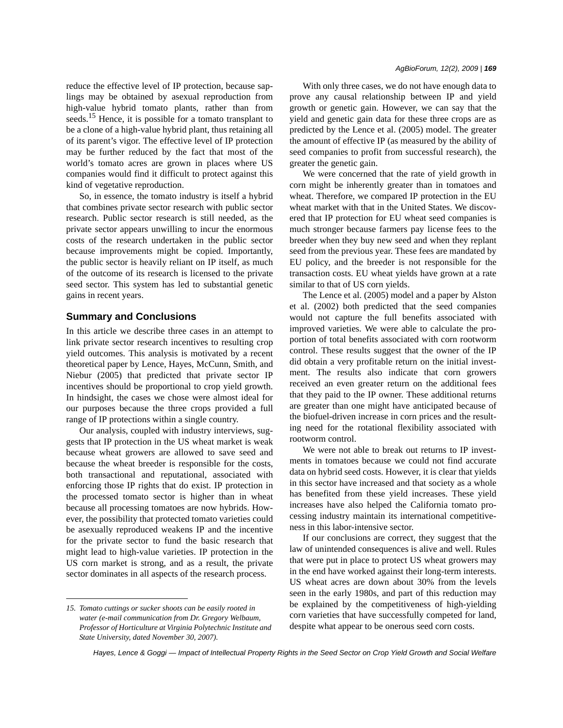reduce the effective level of IP protection, because saplings may be obtained by asexual reproduction from high-value hybrid tomato plants, rather than from seeds.[15] Hence, it is possible for a tomato transplant to be a clone of a high-value hybrid plant, thus retaining all of its parent's vigor. The effective level of IP protection may be further reduced by the fact that most of the world's tomato acres are grown in places where US companies would find it difficult to protect against this kind of vegetative reproduction.

So, in essence, the tomato industry is itself a hybrid that combines private sector research with public sector research. Public sector research is still needed, as the private sector appears unwilling to incur the enormous costs of the research undertaken in the public sector because improvements might be copied. Importantly, the public sector is heavily reliant on IP itself, as much of the outcome of its research is licensed to the private seed sector. This system has led to substantial genetic gains in recent years.

## Summary and Conclusions

In this article we describe three cases in an attempt to link private sector research incentives to resulting crop yield outcomes. This analysis is motivated by a recent theoretical paper by Lence, Hayes, McCunn, Smith, and Niebur (2005) that predicted that private sector IP incentives should be proportional to crop yield growth. In hindsight, the cases we chose were almost ideal for our purposes because the three crops provided a full range of IP protections within a single country.

Our analysis, coupled with industry interviews, suggests that IP protection in the US wheat market is weak because wheat growers are allowed to save seed and because the wheat breeder is responsible for the costs, both transactional and reputational, associated with enforcing those IP rights that do exist. IP protection in the processed tomato sector is higher than in wheat because all processing tomatoes are now hybrids. However, the possibility that protected tomato varieties could be asexually reproduced weakens IP and the incentive for the private sector to fund the basic research that might lead to high-value varieties. IP protection in the US corn market is strong, and as a result, the private sector dominates in all aspects of the research process.

With only three cases, we do not have enough data to prove any causal relationship between IP and yield growth or genetic gain. However, we can say that the yield and genetic gain data for these three crops are as predicted by the Lence et al. (2005) model. The greater the amount of effective IP (as measured by the ability of seed companies to profit from successful research), the greater the genetic gain.

We were concerned that the rate of yield growth in corn might be inherently greater than in tomatoes and wheat. Therefore, we compared IP protection in the EU wheat market with that in the United States. We discovered that IP protection for EU wheat seed companies is much stronger because farmers pay license fees to the breeder when they buy new seed and when they replant seed from the previous year. These fees are mandated by EU policy, and the breeder is not responsible for the transaction costs. EU wheat yields have grown at a rate similar to that of US corn yields.

The Lence et al. (2005) model and a paper by Alston et al. (2002) both predicted that the seed companies would not capture the full benefits associated with improved varieties. We were able to calculate the proportion of total benefits associated with corn rootworm control. These results suggest that the owner of the IP did obtain a very profitable return on the initial investment. The results also indicate that corn growers received an even greater return on the additional fees that they paid to the IP owner. These additional returns are greater than one might have anticipated because of the biofuel-driven increase in corn prices and the resulting need for the rotational flexibility associated with rootworm control.

We were not able to break out returns to IP investments in tomatoes because we could not find accurate data on hybrid seed costs. However, it is clear that yields in this sector have increased and that society as a whole has benefited from these yield increases. These yield increases have also helped the California tomato processing industry maintain its international competitiveness in this labor-intensive sector.

If our conclusions are correct, they suggest that the law of unintended consequences is alive and well. Rules that were put in place to protect US wheat growers may in the end have worked against their long-term interests. US wheat acres are down about 30% from the levels seen in the early 1980s, and part of this reduction may be explained by the competitiveness of high-yielding corn varieties that have successfully competed for land, despite what appear to be onerous seed corn costs.

---

*15. Tomato cuttings or sucker shoots can be easily rooted in water (e-mail communication from Dr. Gregory Welbaum, Professor of Horticulture at Virginia Polytechnic Institute and State University, dated November 30, 2007).*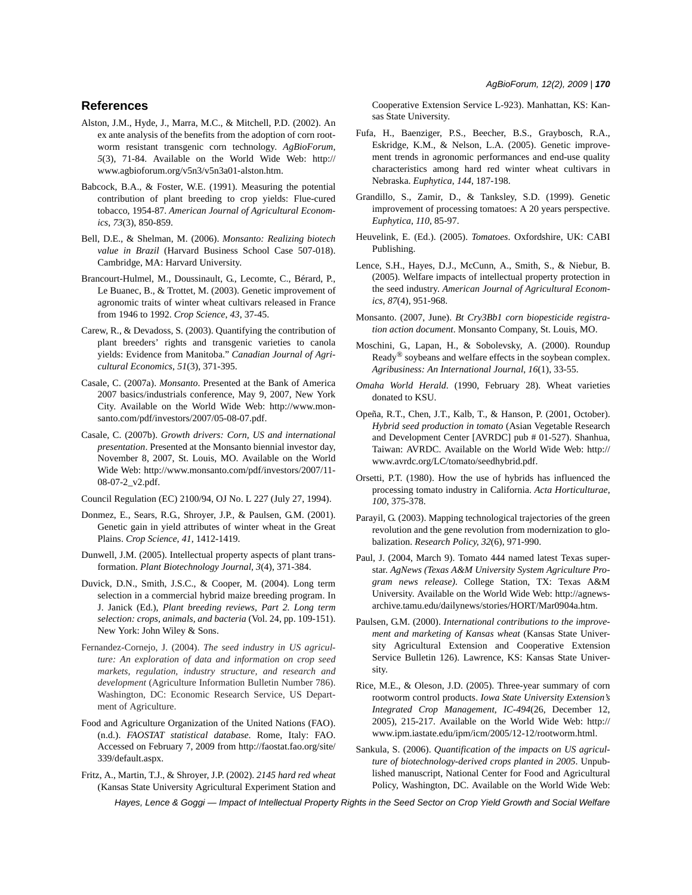## References

Alston, J.M., Hyde, J., Marra, M.C., & Mitchell, P.D. (2002). An ex ante analysis of the benefits from the adoption of corn rootworm resistant transgenic corn technology. *AgBioForum*, *5*(3), 71-84. Available on the World Wide Web: http://www.agbioforum.org/v5n3/v5n3a01-alston.htm.

Babcock, B.A., & Foster, W.E. (1991). Measuring the potential contribution of plant breeding to crop yields: Flue-cured tobacco, 1954-87. *American Journal of Agricultural Economics*, *73*(3), 850-859.

Bell, D.E., & Shelman, M. (2006). *Monsanto: Realizing biotech value in Brazil* (Harvard Business School Case 507-018). Cambridge, MA: Harvard University.

Brancourt-Hulmel, M., Doussinault, G., Lecomte, C., Bérard, P., Le Buanec, B., & Trottet, M. (2003). Genetic improvement of agronomic traits of winter wheat cultivars released in France from 1946 to 1992. *Crop Science*, *43*, 37-45.

Carew, R., & Devadoss, S. (2003). Quantifying the contribution of plant breeders' rights and transgenic varieties to canola yields: Evidence from Manitoba." *Canadian Journal of Agricultural Economics*, *51*(3), 371-395.

Casale, C. (2007a). *Monsanto*. Presented at the Bank of America 2007 basics/industrials conference, May 9, 2007, New York City. Available on the World Wide Web: http://www.monsanto.com/pdf/investors/2007/05-08-07.pdf.

Casale, C. (2007b). *Growth drivers: Corn, US and international presentation*. Presented at the Monsanto biennial investor day, November 8, 2007, St. Louis, MO. Available on the World Wide Web: http://www.monsanto.com/pdf/investors/2007/11-08-07-2_v2.pdf.

Council Regulation (EC) 2100/94, OJ No. L 227 (July 27, 1994).

Donmez, E., Sears, R.G., Shroyer, J.P., & Paulsen, G.M. (2001). Genetic gain in yield attributes of winter wheat in the Great Plains. *Crop Science*, *41*, 1412-1419.

Dunwell, J.M. (2005). Intellectual property aspects of plant transformation. *Plant Biotechnology Journal*, *3*(4), 371-384.

Duvick, D.N., Smith, J.S.C., & Cooper, M. (2004). Long term selection in a commercial hybrid maize breeding program. In J. Janick (Ed.), *Plant breeding reviews, Part 2. Long term selection: crops, animals, and bacteria* (Vol. 24, pp. 109-151). New York: John Wiley & Sons.

Fernandez-Cornejo, J. (2004). *The seed industry in US agriculture: An exploration of data and information on crop seed markets, regulation, industry structure, and research and development* (Agriculture Information Bulletin Number 786). Washington, DC: Economic Research Service, US Department of Agriculture.

Food and Agriculture Organization of the United Nations (FAO). (n.d.). *FAOSTAT statistical database*. Rome, Italy: FAO. Accessed on February 7, 2009 from http://faostat.fao.org/site/339/default.aspx.

Fritz, A., Martin, T.J., & Shroyer, J.P. (2002). *2145 hard red wheat* (Kansas State University Agricultural Experiment Station and Cooperative Extension Service L-923). Manhattan, KS: Kansas State University.

Fufa, H., Baenziger, P.S., Beecher, B.S., Graybosch, R.A., Eskridge, K.M., & Nelson, L.A. (2005). Genetic improvement trends in agronomic performances and end-use quality characteristics among hard red winter wheat cultivars in Nebraska. *Euphytica*, *144*, 187-198.

Grandillo, S., Zamir, D., & Tanksley, S.D. (1999). Genetic improvement of processing tomatoes: A 20 years perspective. *Euphytica*, *110*, 85-97.

Heuvelink, E. (Ed.). (2005). *Tomatoes*. Oxfordshire, UK: CABI Publishing.

Lence, S.H., Hayes, D.J., McCunn, A., Smith, S., & Niebur, B. (2005). Welfare impacts of intellectual property protection in the seed industry. *American Journal of Agricultural Economics*, *87*(4), 951-968.

Monsanto. (2007, June). *Bt Cry3Bb1 corn biopesticide registration action document*. Monsanto Company, St. Louis, MO.

Moschini, G., Lapan, H., & Sobolevsky, A. (2000). Roundup Ready® soybeans and welfare effects in the soybean complex. *Agribusiness: An International Journal*, *16*(1), 33-55.

*Omaha World Herald*. (1990, February 28). Wheat varieties donated to KSU.

Opeña, R.T., Chen, J.T., Kalb, T., & Hanson, P. (2001, October). *Hybrid seed production in tomato* (Asian Vegetable Research and Development Center [AVRDC] pub # 01-527). Shanhua, Taiwan: AVRDC. Available on the World Wide Web: http://www.avrdc.org/LC/tomato/seedhybrid.pdf.

Orsetti, P.T. (1980). How the use of hybrids has influenced the processing tomato industry in California. *Acta Horticulturae*, *100*, 375-378.

Parayil, G. (2003). Mapping technological trajectories of the green revolution and the gene revolution from modernization to globalization. *Research Policy*, *32*(6), 971-990.

Paul, J. (2004, March 9). Tomato 444 named latest Texas superstar. *AgNews (Texas A&M University System Agriculture Program news release)*. College Station, TX: Texas A&M University. Available on the World Wide Web: http://agnews-archive.tamu.edu/dailynews/stories/HORT/Mar0904a.htm.

Paulsen, G.M. (2000). *International contributions to the improvement and marketing of Kansas wheat* (Kansas State University Agricultural Extension and Cooperative Extension Service Bulletin 126). Lawrence, KS: Kansas State University.

Rice, M.E., & Oleson, J.D. (2005). Three-year summary of corn rootworm control products. *Iowa State University Extension's Integrated Crop Management*, *IC-494*(26, December 12, 2005), 215-217. Available on the World Wide Web: http://www.ipm.iastate.edu/ipm/icm/2005/12-12/rootworm.html.

Sankula, S. (2006). *Quantification of the impacts on US agriculture of biotechnology-derived crops planted in 2005*. Unpublished manuscript, National Center for Food and Agricultural Policy, Washington, DC. Available on the World Wide Web: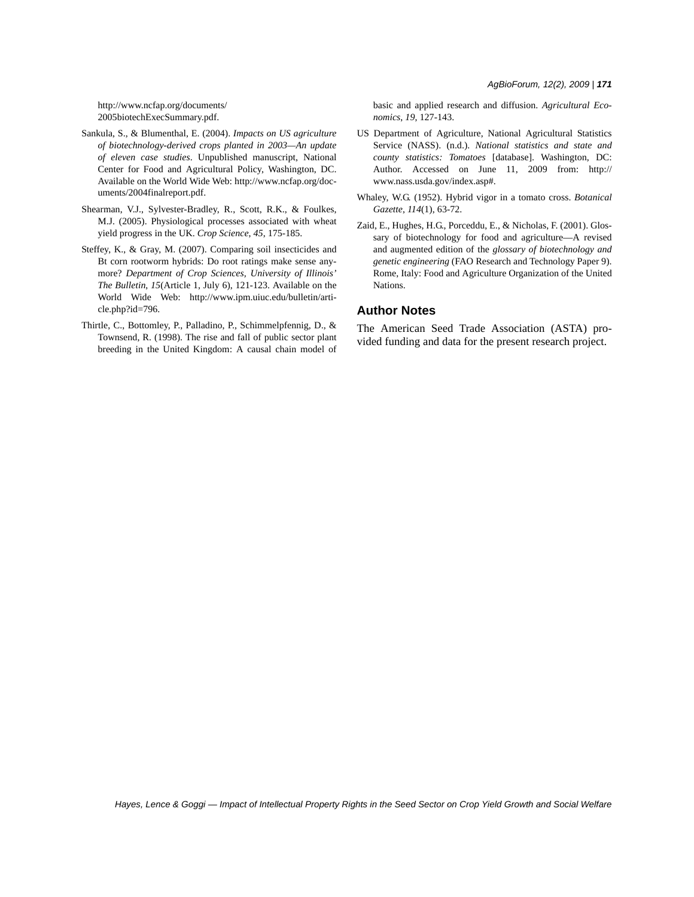http://www.ncfap.org/documents/2005biotechExecSummary.pdf.

Sankula, S., & Blumenthal, E. (2004). *Impacts on US agriculture of biotechnology-derived crops planted in 2003—An update of eleven case studies*. Unpublished manuscript, National Center for Food and Agricultural Policy, Washington, DC. Available on the World Wide Web: http://www.ncfap.org/documents/2004finalreport.pdf.

Shearman, V.J., Sylvester-Bradley, R., Scott, R.K., & Foulkes, M.J. (2005). Physiological processes associated with wheat yield progress in the UK. *Crop Science*, *45*, 175-185.

Steffey, K., & Gray, M. (2007). Comparing soil insecticides and Bt corn rootworm hybrids: Do root ratings make sense anymore? *Department of Crop Sciences, University of Illinois' The Bulletin*, *15*(Article 1, July 6), 121-123. Available on the World Wide Web: http://www.ipm.uiuc.edu/bulletin/article.php?id=796.

Thirtle, C., Bottomley, P., Palladino, P., Schimmelpfennig, D., & Townsend, R. (1998). The rise and fall of public sector plant breeding in the United Kingdom: A causal chain model of basic and applied research and diffusion. *Agricultural Economics*, *19*, 127-143.

US Department of Agriculture, National Agricultural Statistics Service (NASS). (n.d.). *National statistics and state and county statistics: Tomatoes* [database]. Washington, DC: Author. Accessed on June 11, 2009 from: http://www.nass.usda.gov/index.asp#.

Whaley, W.G. (1952). Hybrid vigor in a tomato cross. *Botanical Gazette*, *114*(1), 63-72.

Zaid, E., Hughes, H.G., Porceddu, E., & Nicholas, F. (2001). Glossary of biotechnology for food and agriculture—A revised and augmented edition of the *glossary of biotechnology and genetic engineering* (FAO Research and Technology Paper 9). Rome, Italy: Food and Agriculture Organization of the United Nations.

## Author Notes

The American Seed Trade Association (ASTA) provided funding and data for the present research project.